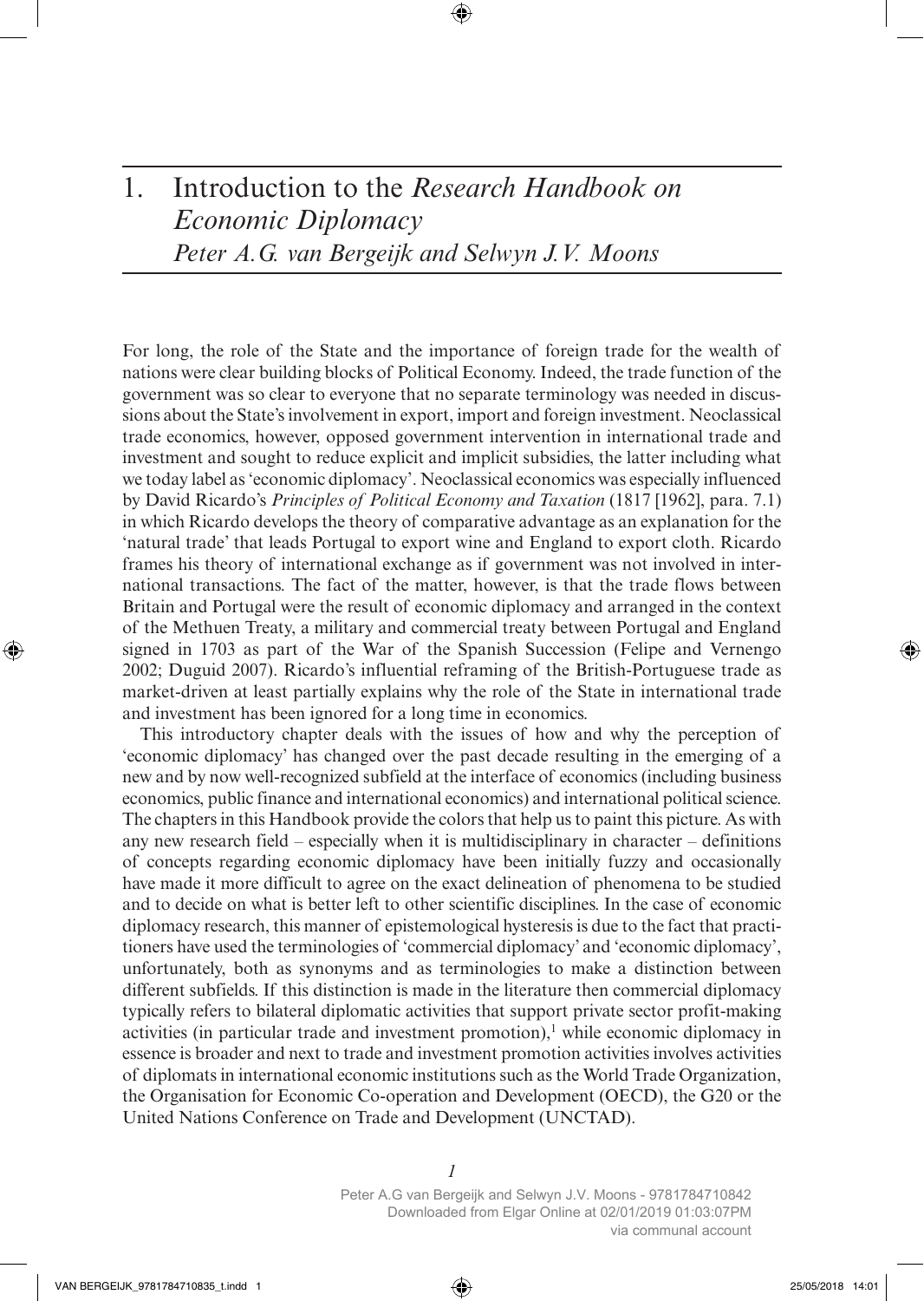# 1. Introduction to the *Research Handbook on Economic Diplomacy*

*Peter A.G. van Bergeijk and Selwyn J.V. Moons*

For long, the role of the State and the importance of foreign trade for the wealth of nations were clear building blocks of Political Economy. Indeed, the trade function of the government was so clear to everyone that no separate terminology was needed in discussions about the State's involvement in export, import and foreign investment. Neoclassical trade economics, however, opposed government intervention in international trade and investment and sought to reduce explicit and implicit subsidies, the latter including what we today label as 'economic diplomacy'. Neoclassical economics was especially influenced by David Ricardo's *Principles of Political Economy and Taxation* (1817 [1962], para. 7.1) in which Ricardo develops the theory of comparative advantage as an explanation for the 'natural trade' that leads Portugal to export wine and England to export cloth. Ricardo frames his theory of international exchange as if government was not involved in international transactions. The fact of the matter, however, is that the trade flows between Britain and Portugal were the result of economic diplomacy and arranged in the context of the Methuen Treaty, a military and commercial treaty between Portugal and England signed in 1703 as part of the War of the Spanish Succession (Felipe and Vernengo 2002; Duguid 2007). Ricardo's influential reframing of the British-Portuguese trade as market-driven at least partially explains why the role of the State in international trade and investment has been ignored for a long time in economics.

This introductory chapter deals with the issues of how and why the perception of 'economic diplomacy' has changed over the past decade resulting in the emerging of a new and by now well-recognized subfield at the interface of economics (including business economics, public finance and international economics) and international political science. The chapters in this Handbook provide the colors that help us to paint this picture. As with any new research field – especially when it is multidisciplinary in character – definitions of concepts regarding economic diplomacy have been initially fuzzy and occasionally have made it more difficult to agree on the exact delineation of phenomena to be studied and to decide on what is better left to other scientific disciplines. In the case of economic diplomacy research, this manner of epistemological hysteresis is due to the fact that practitioners have used the terminologies of 'commercial diplomacy' and 'economic diplomacy', unfortunately, both as synonyms and as terminologies to make a distinction between different subfields. If this distinction is made in the literature then commercial diplomacy typically refers to bilateral diplomatic activities that support private sector profit-making activities (in particular trade and investment promotion),[1] while economic diplomacy in essence is broader and next to trade and investment promotion activities involves activities of diplomats in international economic institutions such as the World Trade Organization, the Organisation for Economic Co-operation and Development (OECD), the G20 or the United Nations Conference on Trade and Development (UNCTAD).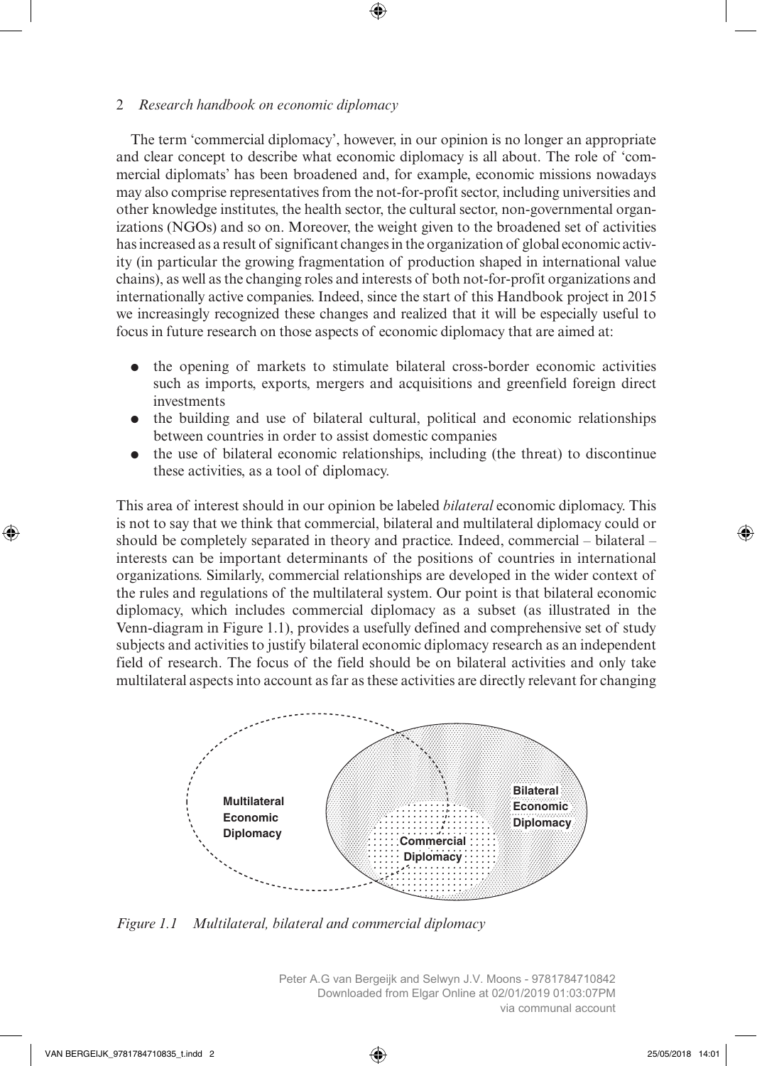The term 'commercial diplomacy', however, in our opinion is no longer an appropriate and clear concept to describe what economic diplomacy is all about. The role of 'commercial diplomats' has been broadened and, for example, economic missions nowadays may also comprise representatives from the not-for-profit sector, including universities and other knowledge institutes, the health sector, the cultural sector, non-governmental organizations (NGOs) and so on. Moreover, the weight given to the broadened set of activities has increased as a result of significant changes in the organization of global economic activity (in particular the growing fragmentation of production shaped in international value chains), as well as the changing roles and interests of both not-for-profit organizations and internationally active companies. Indeed, since the start of this Handbook project in 2015 we increasingly recognized these changes and realized that it will be especially useful to focus in future research on those aspects of economic diplomacy that are aimed at:

- the opening of markets to stimulate bilateral cross-border economic activities such as imports, exports, mergers and acquisitions and greenfield foreign direct investments
- the building and use of bilateral cultural, political and economic relationships between countries in order to assist domestic companies
- the use of bilateral economic relationships, including (the threat) to discontinue these activities, as a tool of diplomacy.

This area of interest should in our opinion be labeled *bilateral* economic diplomacy. This is not to say that we think that commercial, bilateral and multilateral diplomacy could or should be completely separated in theory and practice. Indeed, commercial – bilateral – interests can be important determinants of the positions of countries in international organizations. Similarly, commercial relationships are developed in the wider context of the rules and regulations of the multilateral system. Our point is that bilateral economic diplomacy, which includes commercial diplomacy as a subset (as illustrated in the Venn-diagram in Figure 1.1), provides a usefully defined and comprehensive set of study subjects and activities to justify bilateral economic diplomacy research as an independent field of research. The focus of the field should be on bilateral activities and only take multilateral aspects into account as far as these activities are directly relevant for changing

*Figure 1.1 Multilateral, bilateral and commercial diplomacy*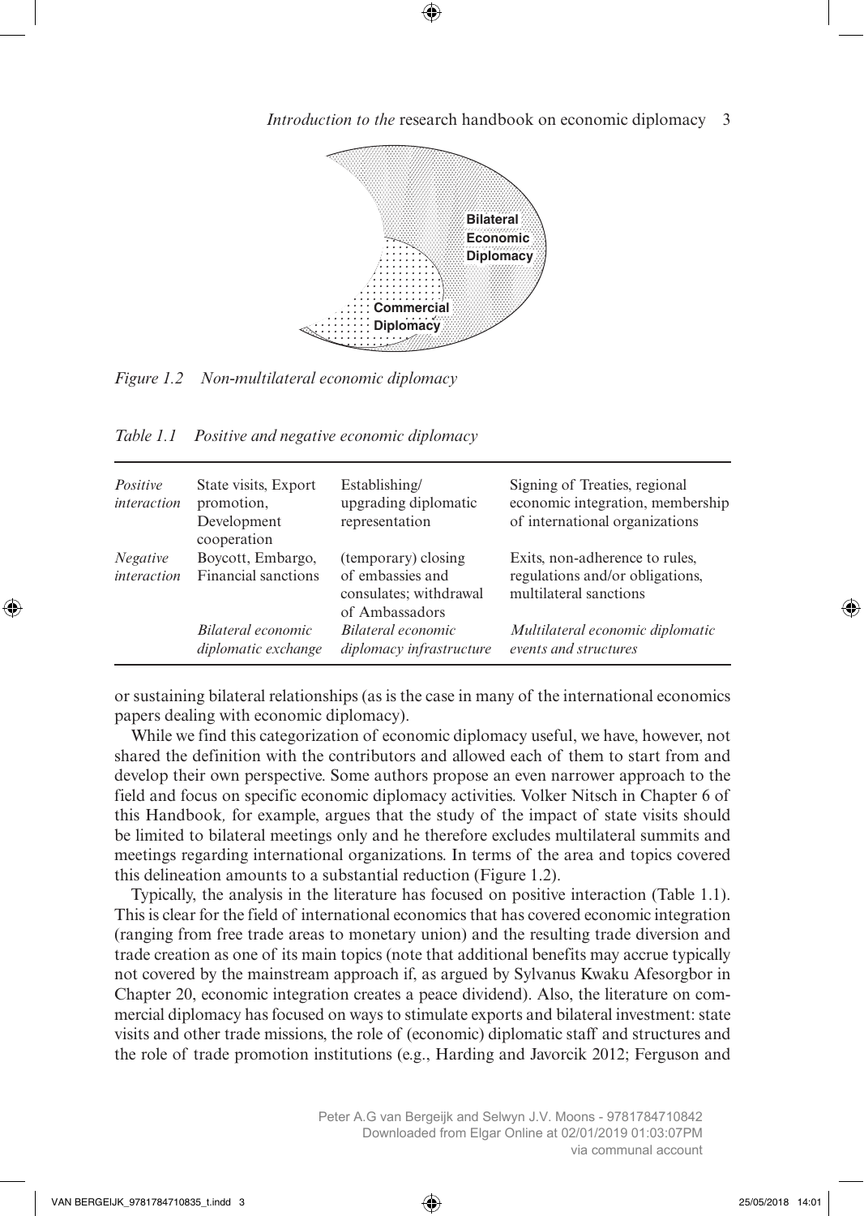Bilateral Economic Diplomacy

Commercial Diplomacy

*Figure 1.2 Non-multilateral economic diplomacy*

*Table 1.1 Positive and negative economic diplomacy*

| | | | |
|---|---|---|---|
| *Positive interaction* | State visits, Export promotion, Development cooperation | Establishing/ upgrading diplomatic representation | Signing of Treaties, regional economic integration, membership of international organizations |
| *Negative interaction* | Boycott, Embargo, Financial sanctions | (temporary) closing of embassies and consulates; withdrawal of Ambassadors | Exits, non-adherence to rules, regulations and/or obligations, multilateral sanctions |
| | *Bilateral economic diplomatic exchange* | *Bilateral economic diplomacy infrastructure* | *Multilateral economic diplomatic events and structures* |

or sustaining bilateral relationships (as is the case in many of the international economics papers dealing with economic diplomacy).

While we find this categorization of economic diplomacy useful, we have, however, not shared the definition with the contributors and allowed each of them to start from and develop their own perspective. Some authors propose an even narrower approach to the field and focus on specific economic diplomacy activities. Volker Nitsch in Chapter 6 of this Handbook, for example, argues that the study of the impact of state visits should be limited to bilateral meetings only and he therefore excludes multilateral summits and meetings regarding international organizations. In terms of the area and topics covered this delineation amounts to a substantial reduction (Figure 1.2).

Typically, the analysis in the literature has focused on positive interaction (Table 1.1). This is clear for the field of international economics that has covered economic integration (ranging from free trade areas to monetary union) and the resulting trade diversion and trade creation as one of its main topics (note that additional benefits may accrue typically not covered by the mainstream approach if, as argued by Sylvanus Kwaku Afesorgbor in Chapter 20, economic integration creates a peace dividend). Also, the literature on commercial diplomacy has focused on ways to stimulate exports and bilateral investment: state visits and other trade missions, the role of (economic) diplomatic staff and structures and the role of trade promotion institutions (e.g., Harding and Javorcik 2012; Ferguson and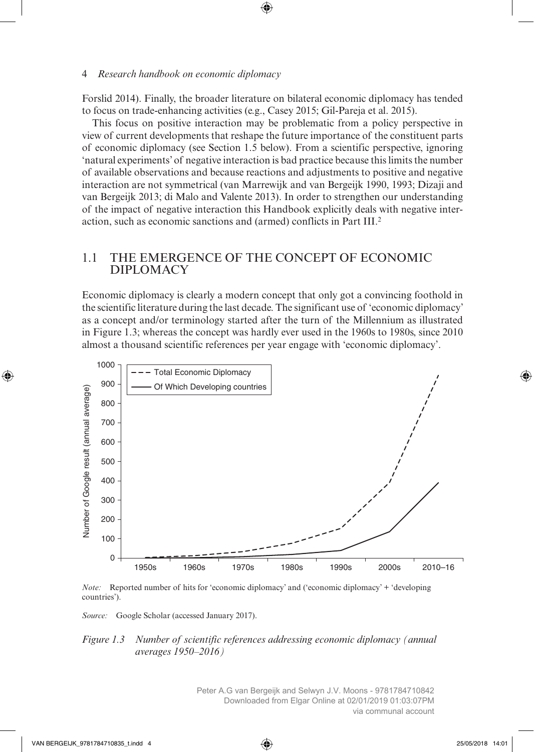Forslid 2014). Finally, the broader literature on bilateral economic diplomacy has tended to focus on trade-enhancing activities (e.g., Casey 2015; Gil-Pareja et al. 2015).

This focus on positive interaction may be problematic from a policy perspective in view of current developments that reshape the future importance of the constituent parts of economic diplomacy (see Section 1.5 below). From a scientific perspective, ignoring 'natural experiments' of negative interaction is bad practice because this limits the number of available observations and because reactions and adjustments to positive and negative interaction are not symmetrical (van Marrewijk and van Bergeijk 1990, 1993; Dizaji and van Bergeijk 2013; di Malo and Valente 2013). In order to strengthen our understanding of the impact of negative interaction this Handbook explicitly deals with negative interaction, such as economic sanctions and (armed) conflicts in Part III.[2]

## 1.1 THE EMERGENCE OF THE CONCEPT OF ECONOMIC DIPLOMACY

Economic diplomacy is clearly a modern concept that only got a convincing foothold in the scientific literature during the last decade. The significant use of 'economic diplomacy' as a concept and/or terminology started after the turn of the Millennium as illustrated in Figure 1.3; whereas the concept was hardly ever used in the 1960s to 1980s, since 2010 almost a thousand scientific references per year engage with 'economic diplomacy'.

*Note:* Reported number of hits for 'economic diplomacy' and ('economic diplomacy' + 'developing countries').

*Source:* Google Scholar (accessed January 2017).

*Figure 1.3 Number of scientific references addressing economic diplomacy (annual averages 1950–2016)*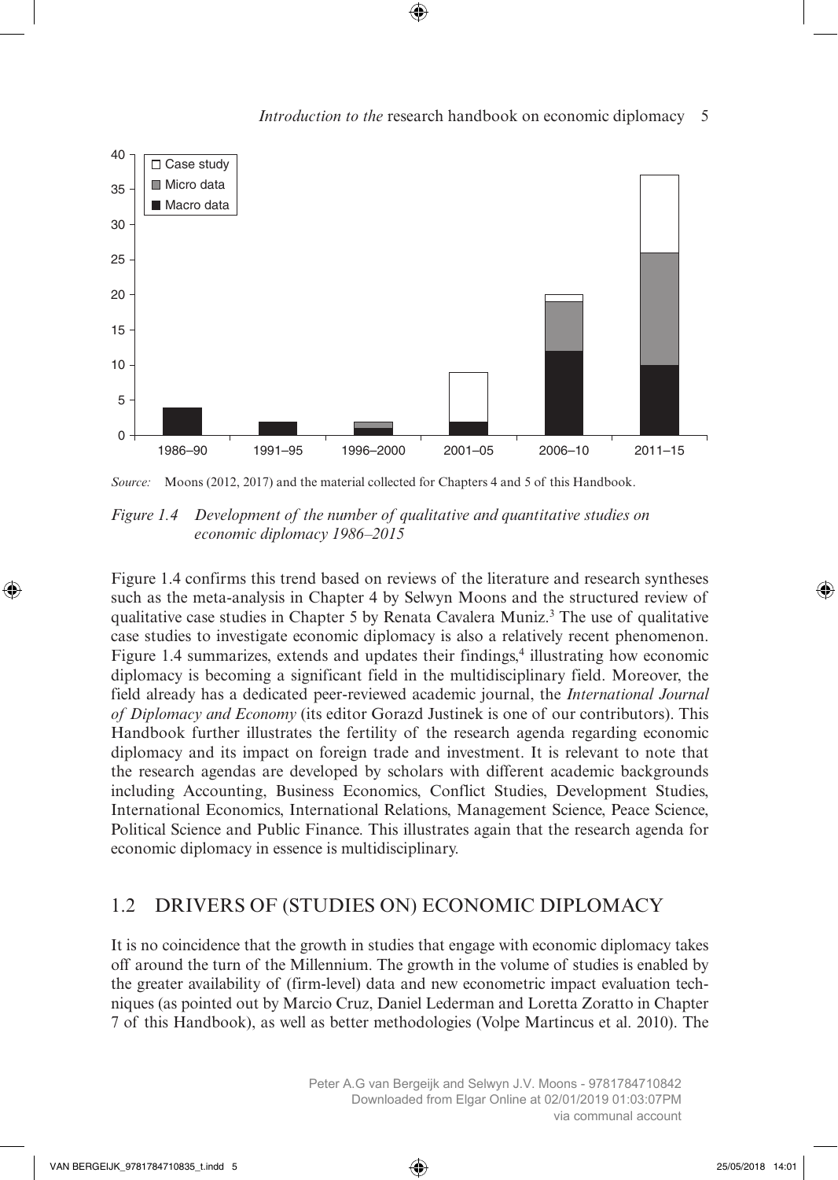*Source:* Moons (2012, 2017) and the material collected for Chapters 4 and 5 of this Handbook.

*Figure 1.4 Development of the number of qualitative and quantitative studies on economic diplomacy 1986–2015*

Figure 1.4 confirms this trend based on reviews of the literature and research syntheses such as the meta-analysis in Chapter 4 by Selwyn Moons and the structured review of qualitative case studies in Chapter 5 by Renata Cavalera Muniz.[3] The use of qualitative case studies to investigate economic diplomacy is also a relatively recent phenomenon. Figure 1.4 summarizes, extends and updates their findings,[4] illustrating how economic diplomacy is becoming a significant field in the multidisciplinary field. Moreover, the field already has a dedicated peer-reviewed academic journal, the *International Journal of Diplomacy and Economy* (its editor Gorazd Justinek is one of our contributors). This Handbook further illustrates the fertility of the research agenda regarding economic diplomacy and its impact on foreign trade and investment. It is relevant to note that the research agendas are developed by scholars with different academic backgrounds including Accounting, Business Economics, Conflict Studies, Development Studies, International Economics, International Relations, Management Science, Peace Science, Political Science and Public Finance. This illustrates again that the research agenda for economic diplomacy in essence is multidisciplinary.

## 1.2 DRIVERS OF (STUDIES ON) ECONOMIC DIPLOMACY

It is no coincidence that the growth in studies that engage with economic diplomacy takes off around the turn of the Millennium. The growth in the volume of studies is enabled by the greater availability of (firm-level) data and new econometric impact evaluation techniques (as pointed out by Marcio Cruz, Daniel Lederman and Loretta Zoratto in Chapter 7 of this Handbook), as well as better methodologies (Volpe Martincus et al. 2010). The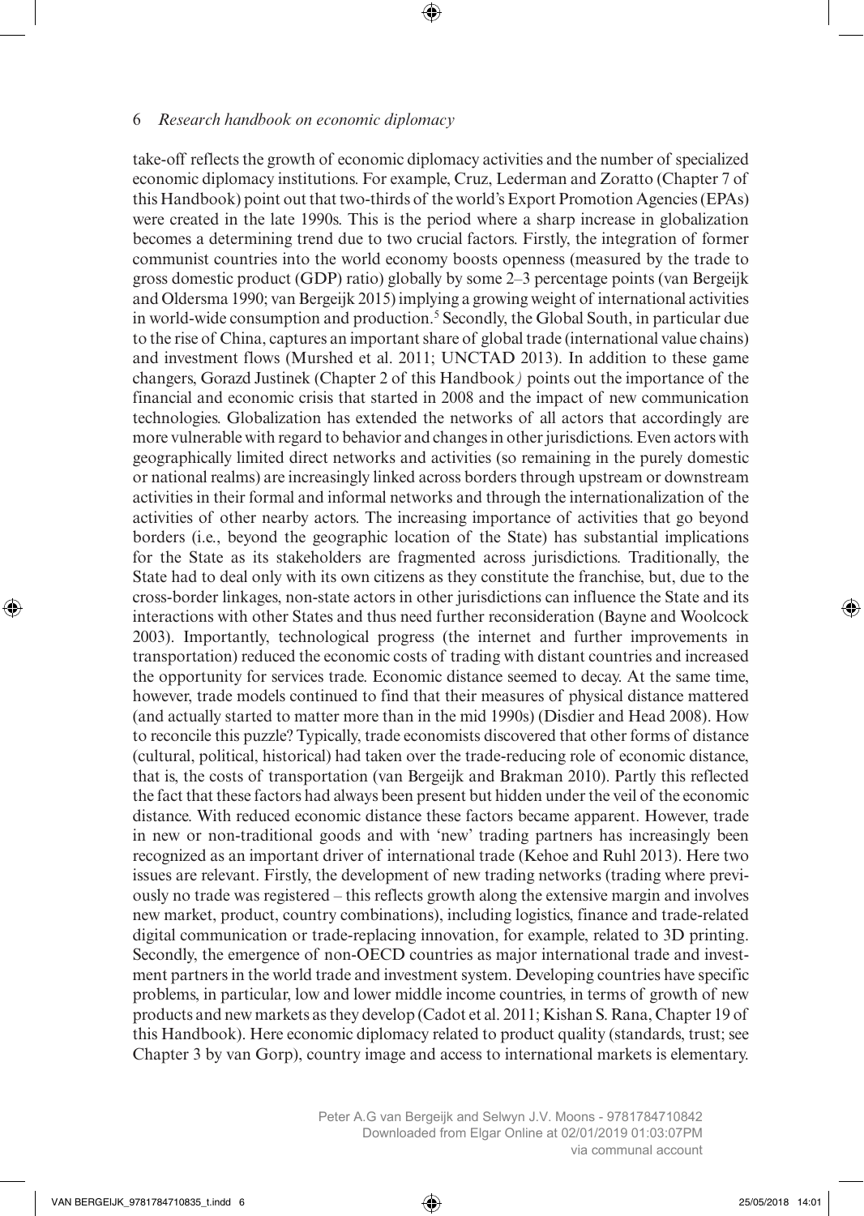take-off reflects the growth of economic diplomacy activities and the number of specialized economic diplomacy institutions. For example, Cruz, Lederman and Zoratto (Chapter 7 of this Handbook) point out that two-thirds of the world's Export Promotion Agencies (EPAs) were created in the late 1990s. This is the period where a sharp increase in globalization becomes a determining trend due to two crucial factors. Firstly, the integration of former communist countries into the world economy boosts openness (measured by the trade to gross domestic product (GDP) ratio) globally by some 2–3 percentage points (van Bergeijk and Oldersma 1990; van Bergeijk 2015) implying a growing weight of international activities in world-wide consumption and production.[5] Secondly, the Global South, in particular due to the rise of China, captures an important share of global trade (international value chains) and investment flows (Murshed et al. 2011; UNCTAD 2013). In addition to these game changers, Gorazd Justinek (Chapter 2 of this Handbook*)* points out the importance of the financial and economic crisis that started in 2008 and the impact of new communication technologies. Globalization has extended the networks of all actors that accordingly are more vulnerable with regard to behavior and changes in other jurisdictions. Even actors with geographically limited direct networks and activities (so remaining in the purely domestic or national realms) are increasingly linked across borders through upstream or downstream activities in their formal and informal networks and through the internationalization of the activities of other nearby actors. The increasing importance of activities that go beyond borders (i.e., beyond the geographic location of the State) has substantial implications for the State as its stakeholders are fragmented across jurisdictions. Traditionally, the State had to deal only with its own citizens as they constitute the franchise, but, due to the cross-border linkages, non-state actors in other jurisdictions can influence the State and its interactions with other States and thus need further reconsideration (Bayne and Woolcock 2003). Importantly, technological progress (the internet and further improvements in transportation) reduced the economic costs of trading with distant countries and increased the opportunity for services trade. Economic distance seemed to decay. At the same time, however, trade models continued to find that their measures of physical distance mattered (and actually started to matter more than in the mid 1990s) (Disdier and Head 2008). How to reconcile this puzzle? Typically, trade economists discovered that other forms of distance (cultural, political, historical) had taken over the trade-reducing role of economic distance, that is, the costs of transportation (van Bergeijk and Brakman 2010). Partly this reflected the fact that these factors had always been present but hidden under the veil of the economic distance. With reduced economic distance these factors became apparent. However, trade in new or non-traditional goods and with 'new' trading partners has increasingly been recognized as an important driver of international trade (Kehoe and Ruhl 2013). Here two issues are relevant. Firstly, the development of new trading networks (trading where previously no trade was registered – this reflects growth along the extensive margin and involves new market, product, country combinations), including logistics, finance and trade-related digital communication or trade-replacing innovation, for example, related to 3D printing. Secondly, the emergence of non-OECD countries as major international trade and investment partners in the world trade and investment system. Developing countries have specific problems, in particular, low and lower middle income countries, in terms of growth of new products and new markets as they develop (Cadot et al. 2011; Kishan S. Rana, Chapter 19 of this Handbook). Here economic diplomacy related to product quality (standards, trust; see Chapter 3 by van Gorp), country image and access to international markets is elementary.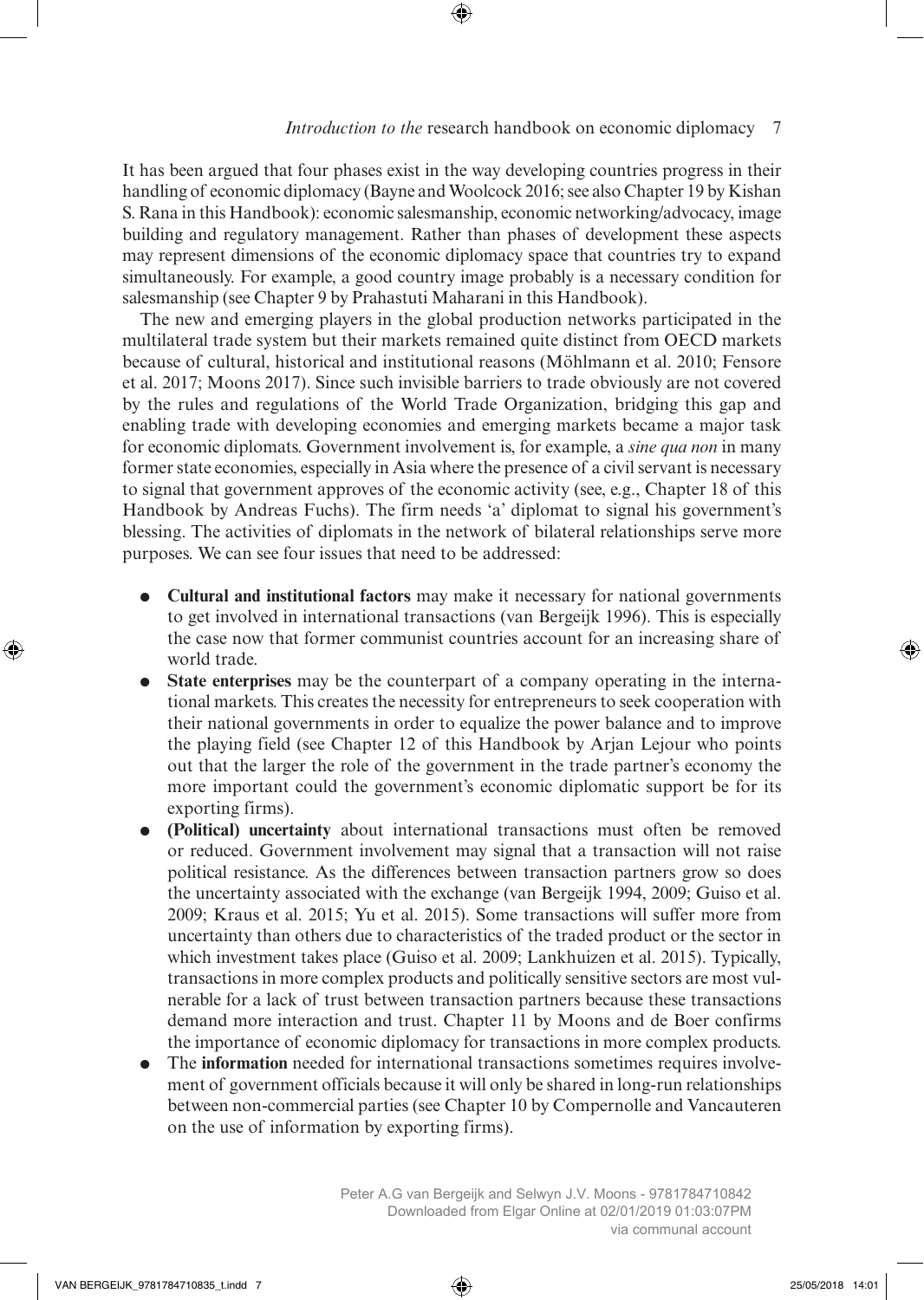It has been argued that four phases exist in the way developing countries progress in their handling of economic diplomacy (Bayne and Woolcock 2016; see also Chapter 19 by Kishan S. Rana in this Handbook): economic salesmanship, economic networking/advocacy, image building and regulatory management. Rather than phases of development these aspects may represent dimensions of the economic diplomacy space that countries try to expand simultaneously. For example, a good country image probably is a necessary condition for salesmanship (see Chapter 9 by Prahastuti Maharani in this Handbook).

The new and emerging players in the global production networks participated in the multilateral trade system but their markets remained quite distinct from OECD markets because of cultural, historical and institutional reasons (Möhlmann et al. 2010; Fensore et al. 2017; Moons 2017). Since such invisible barriers to trade obviously are not covered by the rules and regulations of the World Trade Organization, bridging this gap and enabling trade with developing economies and emerging markets became a major task for economic diplomats. Government involvement is, for example, a *sine qua non* in many former state economies, especially in Asia where the presence of a civil servant is necessary to signal that government approves of the economic activity (see, e.g., Chapter 18 of this Handbook by Andreas Fuchs). The firm needs 'a' diplomat to signal his government's blessing. The activities of diplomats in the network of bilateral relationships serve more purposes. We can see four issues that need to be addressed:

- **Cultural and institutional factors** may make it necessary for national governments to get involved in international transactions (van Bergeijk 1996). This is especially the case now that former communist countries account for an increasing share of world trade.
- **State enterprises** may be the counterpart of a company operating in the international markets. This creates the necessity for entrepreneurs to seek cooperation with their national governments in order to equalize the power balance and to improve the playing field (see Chapter 12 of this Handbook by Arjan Lejour who points out that the larger the role of the government in the trade partner's economy the more important could the government's economic diplomatic support be for its exporting firms).
- **(Political) uncertainty** about international transactions must often be removed or reduced. Government involvement may signal that a transaction will not raise political resistance. As the differences between transaction partners grow so does the uncertainty associated with the exchange (van Bergeijk 1994, 2009; Guiso et al. 2009; Kraus et al. 2015; Yu et al. 2015). Some transactions will suffer more from uncertainty than others due to characteristics of the traded product or the sector in which investment takes place (Guiso et al. 2009; Lankhuizen et al. 2015). Typically, transactions in more complex products and politically sensitive sectors are most vulnerable for a lack of trust between transaction partners because these transactions demand more interaction and trust. Chapter 11 by Moons and de Boer confirms the importance of economic diplomacy for transactions in more complex products.
- The **information** needed for international transactions sometimes requires involvement of government officials because it will only be shared in long-run relationships between non-commercial parties (see Chapter 10 by Compernolle and Vancauteren on the use of information by exporting firms).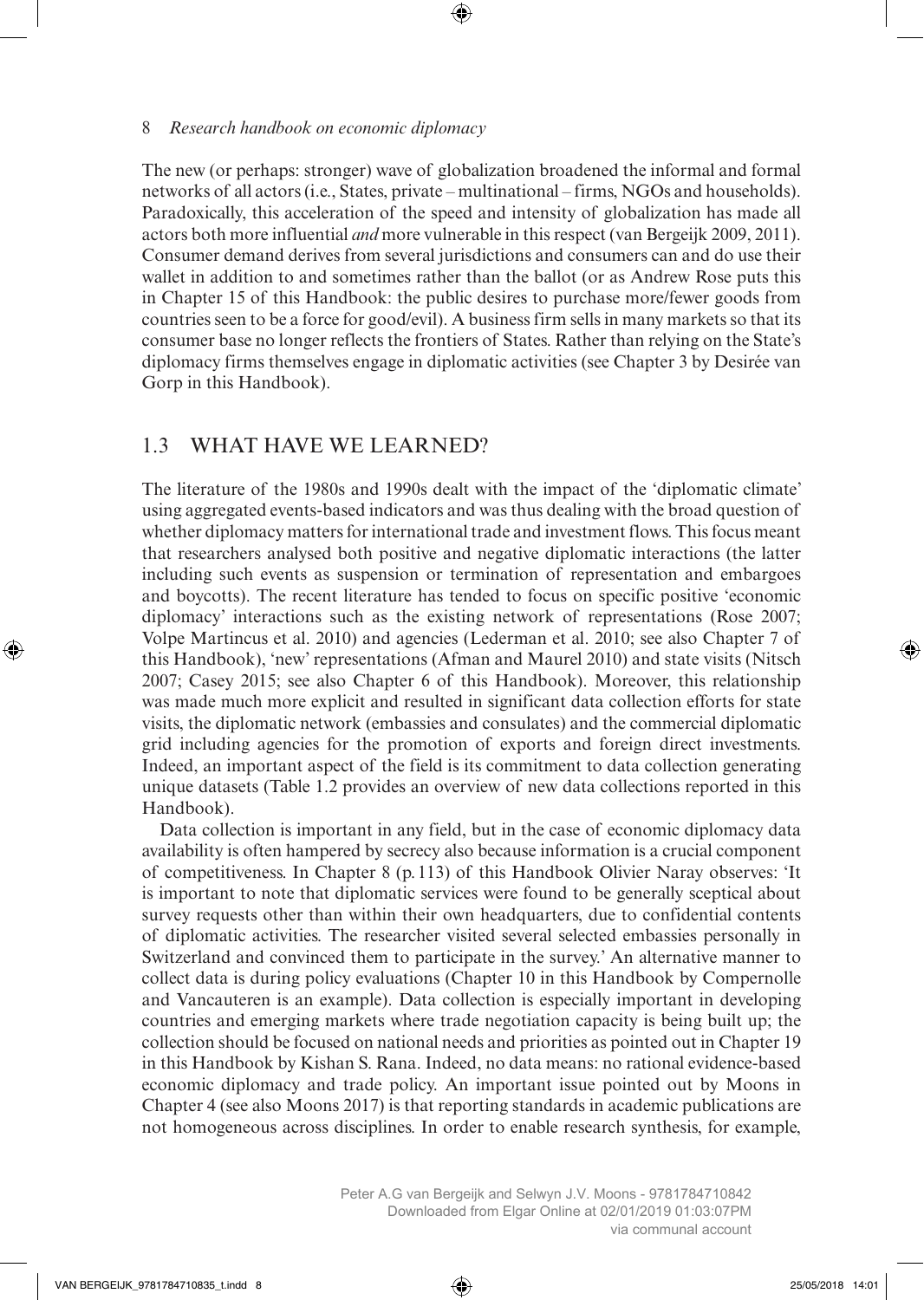The new (or perhaps: stronger) wave of globalization broadened the informal and formal networks of all actors (i.e., States, private – multinational – firms, NGOs and households). Paradoxically, this acceleration of the speed and intensity of globalization has made all actors both more influential *and* more vulnerable in this respect (van Bergeijk 2009, 2011). Consumer demand derives from several jurisdictions and consumers can and do use their wallet in addition to and sometimes rather than the ballot (or as Andrew Rose puts this in Chapter 15 of this Handbook: the public desires to purchase more/fewer goods from countries seen to be a force for good/evil). A business firm sells in many markets so that its consumer base no longer reflects the frontiers of States. Rather than relying on the State's diplomacy firms themselves engage in diplomatic activities (see Chapter 3 by Desirée van Gorp in this Handbook).

## 1.3 WHAT HAVE WE LEARNED?

The literature of the 1980s and 1990s dealt with the impact of the 'diplomatic climate' using aggregated events-based indicators and was thus dealing with the broad question of whether diplomacy matters for international trade and investment flows. This focus meant that researchers analysed both positive and negative diplomatic interactions (the latter including such events as suspension or termination of representation and embargoes and boycotts). The recent literature has tended to focus on specific positive 'economic diplomacy' interactions such as the existing network of representations (Rose 2007; Volpe Martincus et al. 2010) and agencies (Lederman et al. 2010; see also Chapter 7 of this Handbook), 'new' representations (Afman and Maurel 2010) and state visits (Nitsch 2007; Casey 2015; see also Chapter 6 of this Handbook). Moreover, this relationship was made much more explicit and resulted in significant data collection efforts for state visits, the diplomatic network (embassies and consulates) and the commercial diplomatic grid including agencies for the promotion of exports and foreign direct investments. Indeed, an important aspect of the field is its commitment to data collection generating unique datasets (Table 1.2 provides an overview of new data collections reported in this Handbook).

Data collection is important in any field, but in the case of economic diplomacy data availability is often hampered by secrecy also because information is a crucial component of competitiveness. In Chapter 8 (p. 113) of this Handbook Olivier Naray observes: 'It is important to note that diplomatic services were found to be generally sceptical about survey requests other than within their own headquarters, due to confidential contents of diplomatic activities. The researcher visited several selected embassies personally in Switzerland and convinced them to participate in the survey.' An alternative manner to collect data is during policy evaluations (Chapter 10 in this Handbook by Compernolle and Vancauteren is an example). Data collection is especially important in developing countries and emerging markets where trade negotiation capacity is being built up; the collection should be focused on national needs and priorities as pointed out in Chapter 19 in this Handbook by Kishan S. Rana. Indeed, no data means: no rational evidence-based economic diplomacy and trade policy. An important issue pointed out by Moons in Chapter 4 (see also Moons 2017) is that reporting standards in academic publications are not homogeneous across disciplines. In order to enable research synthesis, for example,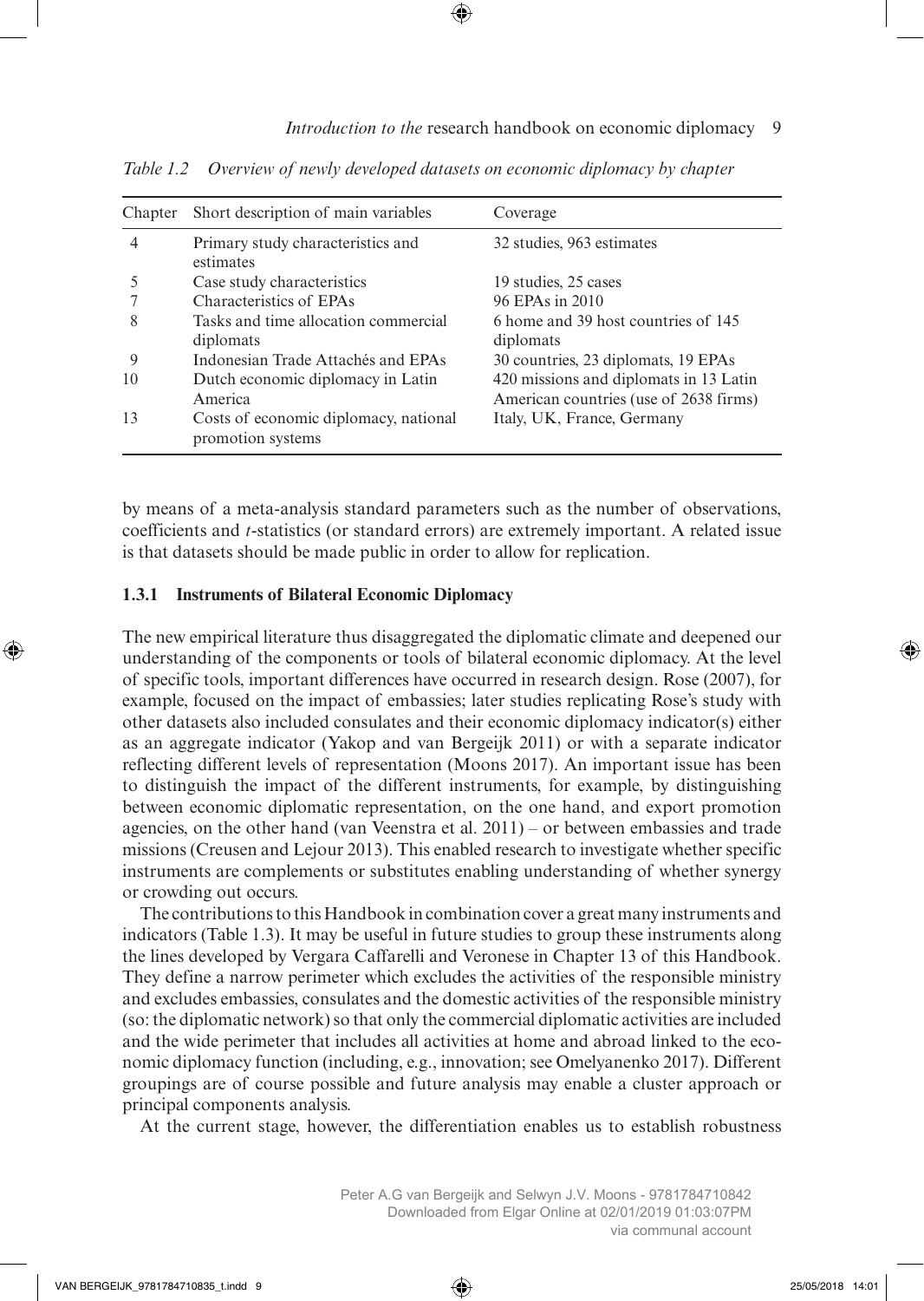*Table 1.2 Overview of newly developed datasets on economic diplomacy by chapter*

| Chapter | Short description of main variables | Coverage |
|---|---|---|
| 4 | Primary study characteristics and estimates | 32 studies, 963 estimates |
| 5 | Case study characteristics | 19 studies, 25 cases |
| 7 | Characteristics of EPAs | 96 EPAs in 2010 |
| 8 | Tasks and time allocation commercial diplomats | 6 home and 39 host countries of 145 diplomats |
| 9 | Indonesian Trade Attachés and EPAs | 30 countries, 23 diplomats, 19 EPAs |
| 10 | Dutch economic diplomacy in Latin America | 420 missions and diplomats in 13 Latin American countries (use of 2638 firms) |
| 13 | Costs of economic diplomacy, national promotion systems | Italy, UK, France, Germany |

by means of a meta-analysis standard parameters such as the number of observations, coefficients and *t*-statistics (or standard errors) are extremely important. A related issue is that datasets should be made public in order to allow for replication.

### 1.3.1 Instruments of Bilateral Economic Diplomacy

The new empirical literature thus disaggregated the diplomatic climate and deepened our understanding of the components or tools of bilateral economic diplomacy. At the level of specific tools, important differences have occurred in research design. Rose (2007), for example, focused on the impact of embassies; later studies replicating Rose's study with other datasets also included consulates and their economic diplomacy indicator(s) either as an aggregate indicator (Yakop and van Bergeijk 2011) or with a separate indicator reflecting different levels of representation (Moons 2017). An important issue has been to distinguish the impact of the different instruments, for example, by distinguishing between economic diplomatic representation, on the one hand, and export promotion agencies, on the other hand (van Veenstra et al. 2011) – or between embassies and trade missions (Creusen and Lejour 2013). This enabled research to investigate whether specific instruments are complements or substitutes enabling understanding of whether synergy or crowding out occurs.

The contributions to this Handbook in combination cover a great many instruments and indicators (Table 1.3). It may be useful in future studies to group these instruments along the lines developed by Vergara Caffarelli and Veronese in Chapter 13 of this Handbook. They define a narrow perimeter which excludes the activities of the responsible ministry and excludes embassies, consulates and the domestic activities of the responsible ministry (so: the diplomatic network) so that only the commercial diplomatic activities are included and the wide perimeter that includes all activities at home and abroad linked to the economic diplomacy function (including, e.g., innovation; see Omelyanenko 2017). Different groupings are of course possible and future analysis may enable a cluster approach or principal components analysis.

At the current stage, however, the differentiation enables us to establish robustness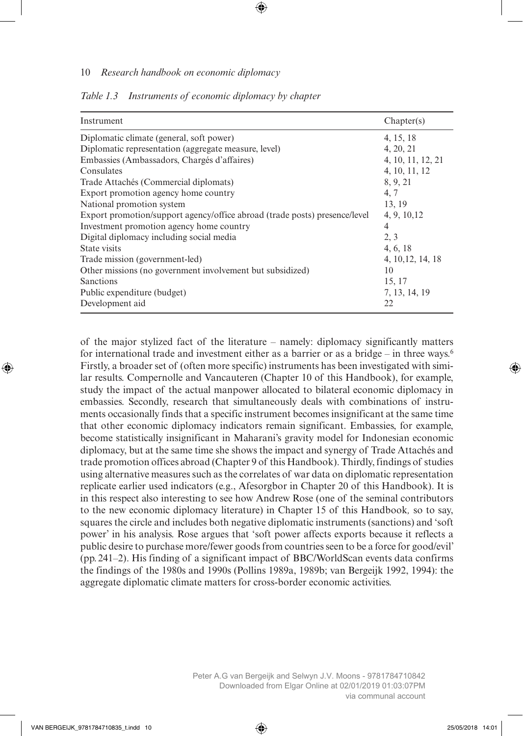*Table 1.3 Instruments of economic diplomacy by chapter*

| Instrument | Chapter(s) |
|---|---|
| Diplomatic climate (general, soft power) | 4, 15, 18 |
| Diplomatic representation (aggregate measure, level) | 4, 20, 21 |
| Embassies (Ambassadors, Chargés d'affaires) | 4, 10, 11, 12, 21 |
| Consulates | 4, 10, 11, 12 |
| Trade Attachés (Commercial diplomats) | 8, 9, 21 |
| Export promotion agency home country | 4, 7 |
| National promotion system | 13, 19 |
| Export promotion/support agency/office abroad (trade posts) presence/level | 4, 9, 10,12 |
| Investment promotion agency home country | 4 |
| Digital diplomacy including social media | 2, 3 |
| State visits | 4, 6, 18 |
| Trade mission (government-led) | 4, 10,12, 14, 18 |
| Other missions (no government involvement but subsidized) | 10 |
| Sanctions | 15, 17 |
| Public expenditure (budget) | 7, 13, 14, 19 |
| Development aid | 22 |

of the major stylized fact of the literature – namely: diplomacy significantly matters for international trade and investment either as a barrier or as a bridge – in three ways.[6] Firstly, a broader set of (often more specific) instruments has been investigated with similar results. Compernolle and Vancauteren (Chapter 10 of this Handbook), for example, study the impact of the actual manpower allocated to bilateral economic diplomacy in embassies. Secondly, research that simultaneously deals with combinations of instruments occasionally finds that a specific instrument becomes insignificant at the same time that other economic diplomacy indicators remain significant. Embassies, for example, become statistically insignificant in Maharani's gravity model for Indonesian economic diplomacy, but at the same time she shows the impact and synergy of Trade Attachés and trade promotion offices abroad (Chapter 9 of this Handbook). Thirdly, findings of studies using alternative measures such as the correlates of war data on diplomatic representation replicate earlier used indicators (e.g., Afesorgbor in Chapter 20 of this Handbook). It is in this respect also interesting to see how Andrew Rose (one of the seminal contributors to the new economic diplomacy literature) in Chapter 15 of this Handbook*,* so to say, squares the circle and includes both negative diplomatic instruments (sanctions) and 'soft power' in his analysis. Rose argues that 'soft power affects exports because it reflects a public desire to purchase more/fewer goods from countries seen to be a force for good/evil' (pp. 241–2). His finding of a significant impact of BBC/WorldScan events data confirms the findings of the 1980s and 1990s (Pollins 1989a, 1989b; van Bergeijk 1992, 1994): the aggregate diplomatic climate matters for cross-border economic activities.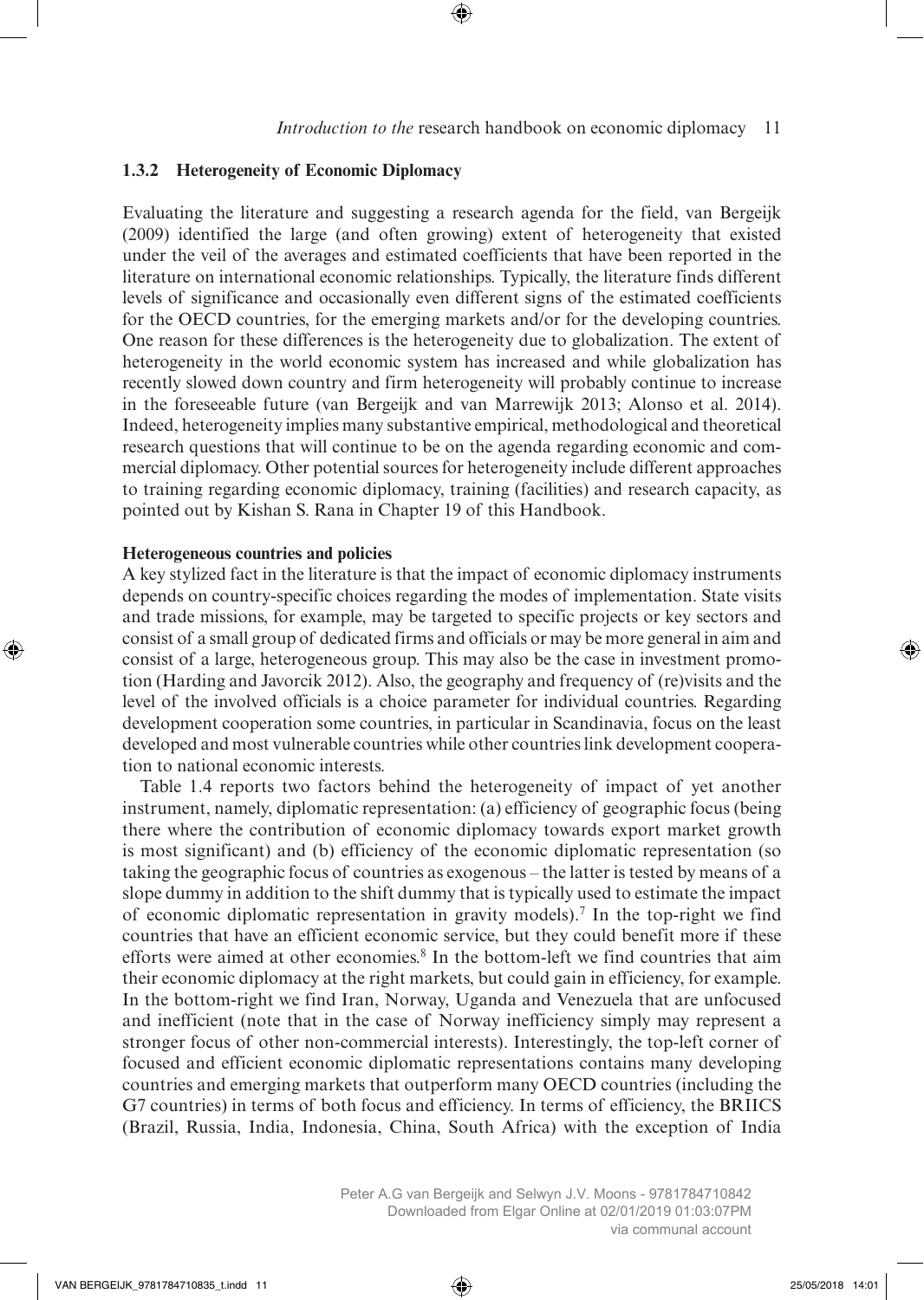### 1.3.2 Heterogeneity of Economic Diplomacy

Evaluating the literature and suggesting a research agenda for the field, van Bergeijk (2009) identified the large (and often growing) extent of heterogeneity that existed under the veil of the averages and estimated coefficients that have been reported in the literature on international economic relationships. Typically, the literature finds different levels of significance and occasionally even different signs of the estimated coefficients for the OECD countries, for the emerging markets and/or for the developing countries. One reason for these differences is the heterogeneity due to globalization. The extent of heterogeneity in the world economic system has increased and while globalization has recently slowed down country and firm heterogeneity will probably continue to increase in the foreseeable future (van Bergeijk and van Marrewijk 2013; Alonso et al. 2014). Indeed, heterogeneity implies many substantive empirical, methodological and theoretical research questions that will continue to be on the agenda regarding economic and commercial diplomacy. Other potential sources for heterogeneity include different approaches to training regarding economic diplomacy, training (facilities) and research capacity, as pointed out by Kishan S. Rana in Chapter 19 of this Handbook.

**Heterogeneous countries and policies**

A key stylized fact in the literature is that the impact of economic diplomacy instruments depends on country-specific choices regarding the modes of implementation. State visits and trade missions, for example, may be targeted to specific projects or key sectors and consist of a small group of dedicated firms and officials or may be more general in aim and consist of a large, heterogeneous group. This may also be the case in investment promotion (Harding and Javorcik 2012). Also, the geography and frequency of (re)visits and the level of the involved officials is a choice parameter for individual countries. Regarding development cooperation some countries, in particular in Scandinavia, focus on the least developed and most vulnerable countries while other countries link development cooperation to national economic interests.

Table 1.4 reports two factors behind the heterogeneity of impact of yet another instrument, namely, diplomatic representation: (a) efficiency of geographic focus (being there where the contribution of economic diplomacy towards export market growth is most significant) and (b) efficiency of the economic diplomatic representation (so taking the geographic focus of countries as exogenous – the latter is tested by means of a slope dummy in addition to the shift dummy that is typically used to estimate the impact of economic diplomatic representation in gravity models).[7] In the top-right we find countries that have an efficient economic service, but they could benefit more if these efforts were aimed at other economies.[8] In the bottom-left we find countries that aim their economic diplomacy at the right markets, but could gain in efficiency, for example. In the bottom-right we find Iran, Norway, Uganda and Venezuela that are unfocused and inefficient (note that in the case of Norway inefficiency simply may represent a stronger focus of other non-commercial interests). Interestingly, the top-left corner of focused and efficient economic diplomatic representations contains many developing countries and emerging markets that outperform many OECD countries (including the G7 countries) in terms of both focus and efficiency. In terms of efficiency, the BRIICS (Brazil, Russia, India, Indonesia, China, South Africa) with the exception of India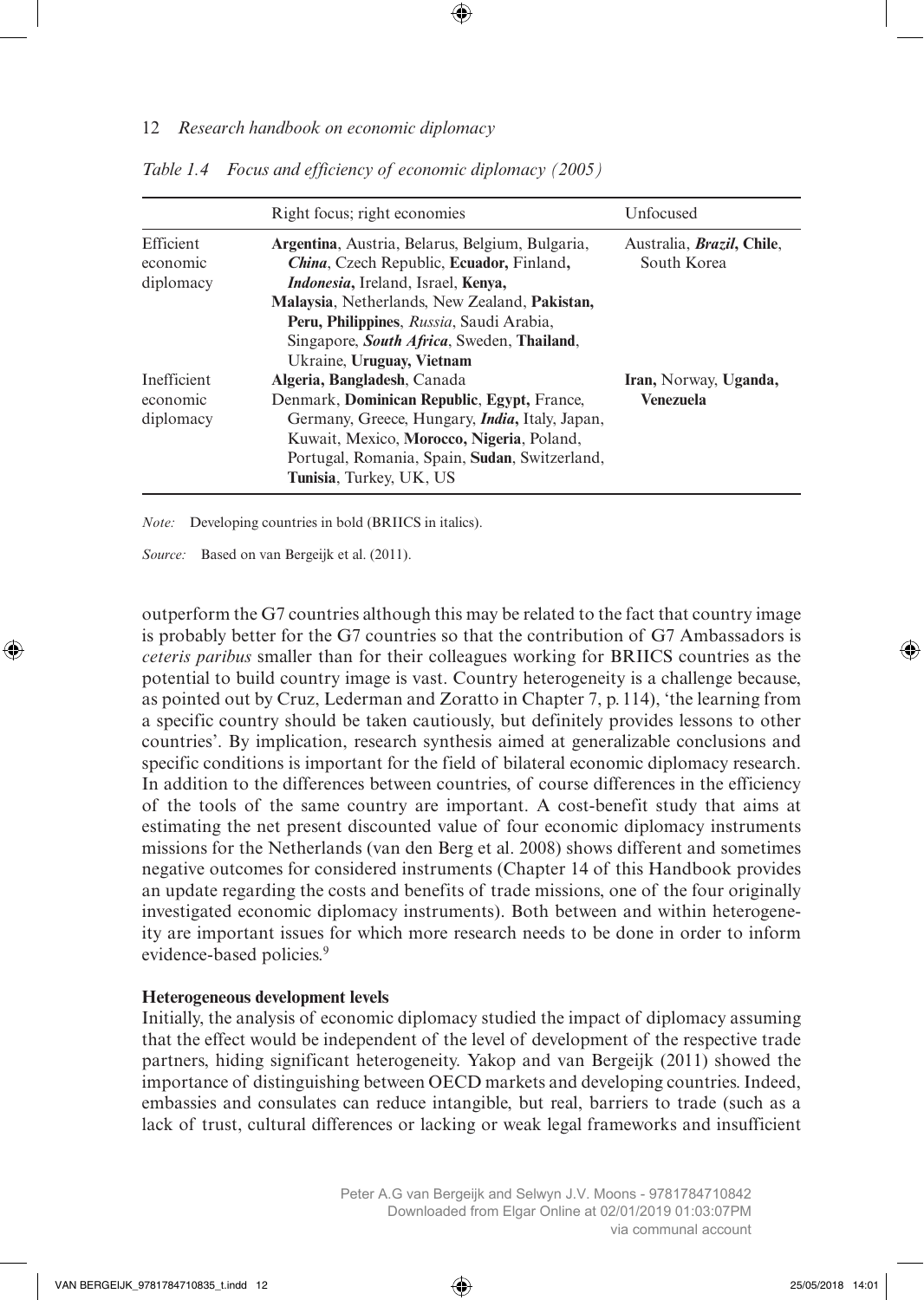*Table 1.4 Focus and efficiency of economic diplomacy (2005)*

| | Right focus; right economies | Unfocused |
|---|---|---|
| Efficient economic diplomacy | **Argentina**, Austria, Belarus, Belgium, Bulgaria, ***China***, Czech Republic, **Ecuador,** Finland, ***Indonesia*****,** Ireland, Israel, **Kenya, Malaysia**, Netherlands, New Zealand, **Pakistan, Peru, Philippines**, *Russia*, Saudi Arabia, Singapore, ***South Africa***, Sweden, **Thailand**, Ukraine, **Uruguay, Vietnam** | Australia, ***Brazil*****, Chile**, South Korea |
| Inefficient economic diplomacy | **Algeria, Bangladesh**, Canada Denmark, **Dominican Republic**, **Egypt,** France, Germany, Greece, Hungary, ***India*****,** Italy, Japan, Kuwait, Mexico, **Morocco, Nigeria**, Poland, Portugal, Romania, Spain, **Sudan**, Switzerland, **Tunisia**, Turkey, UK, US | **Iran,** Norway, **Uganda, Venezuela** |

*Note:* Developing countries in bold (BRIICS in italics).

*Source:* Based on van Bergeijk et al. (2011).

outperform the G7 countries although this may be related to the fact that country image is probably better for the G7 countries so that the contribution of G7 Ambassadors is *ceteris paribus* smaller than for their colleagues working for BRIICS countries as the potential to build country image is vast. Country heterogeneity is a challenge because, as pointed out by Cruz, Lederman and Zoratto in Chapter 7, p. 114), 'the learning from a specific country should be taken cautiously, but definitely provides lessons to other countries'. By implication, research synthesis aimed at generalizable conclusions and specific conditions is important for the field of bilateral economic diplomacy research. In addition to the differences between countries, of course differences in the efficiency of the tools of the same country are important. A cost-benefit study that aims at estimating the net present discounted value of four economic diplomacy instruments missions for the Netherlands (van den Berg et al. 2008) shows different and sometimes negative outcomes for considered instruments (Chapter 14 of this Handbook provides an update regarding the costs and benefits of trade missions, one of the four originally investigated economic diplomacy instruments). Both between and within heterogeneity are important issues for which more research needs to be done in order to inform evidence-based policies.[9]

**Heterogeneous development levels**

Initially, the analysis of economic diplomacy studied the impact of diplomacy assuming that the effect would be independent of the level of development of the respective trade partners, hiding significant heterogeneity. Yakop and van Bergeijk (2011) showed the importance of distinguishing between OECD markets and developing countries. Indeed, embassies and consulates can reduce intangible, but real, barriers to trade (such as a lack of trust, cultural differences or lacking or weak legal frameworks and insufficient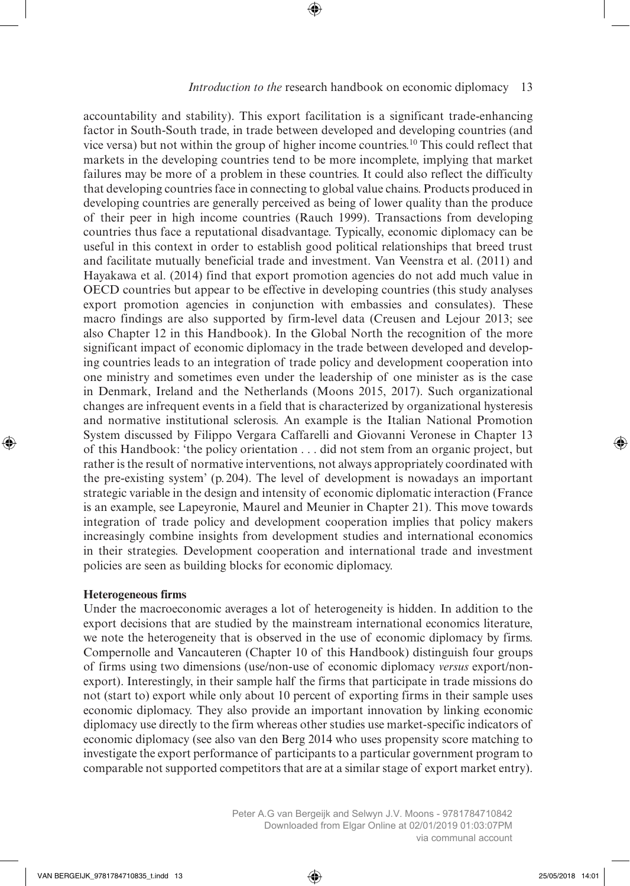accountability and stability). This export facilitation is a significant trade-enhancing factor in South-South trade, in trade between developed and developing countries (and vice versa) but not within the group of higher income countries.[10] This could reflect that markets in the developing countries tend to be more incomplete, implying that market failures may be more of a problem in these countries. It could also reflect the difficulty that developing countries face in connecting to global value chains. Products produced in developing countries are generally perceived as being of lower quality than the produce of their peer in high income countries (Rauch 1999). Transactions from developing countries thus face a reputational disadvantage. Typically, economic diplomacy can be useful in this context in order to establish good political relationships that breed trust and facilitate mutually beneficial trade and investment. Van Veenstra et al. (2011) and Hayakawa et al. (2014) find that export promotion agencies do not add much value in OECD countries but appear to be effective in developing countries (this study analyses export promotion agencies in conjunction with embassies and consulates). These macro findings are also supported by firm-level data (Creusen and Lejour 2013; see also Chapter 12 in this Handbook). In the Global North the recognition of the more significant impact of economic diplomacy in the trade between developed and developing countries leads to an integration of trade policy and development cooperation into one ministry and sometimes even under the leadership of one minister as is the case in Denmark, Ireland and the Netherlands (Moons 2015, 2017). Such organizational changes are infrequent events in a field that is characterized by organizational hysteresis and normative institutional sclerosis. An example is the Italian National Promotion System discussed by Filippo Vergara Caffarelli and Giovanni Veronese in Chapter 13 of this Handbook: 'the policy orientation . . . did not stem from an organic project, but rather is the result of normative interventions, not always appropriately coordinated with the pre-existing system' (p. 204). The level of development is nowadays an important strategic variable in the design and intensity of economic diplomatic interaction (France is an example, see Lapeyronie, Maurel and Meunier in Chapter 21). This move towards integration of trade policy and development cooperation implies that policy makers increasingly combine insights from development studies and international economics in their strategies. Development cooperation and international trade and investment policies are seen as building blocks for economic diplomacy.

**Heterogeneous firms**

Under the macroeconomic averages a lot of heterogeneity is hidden. In addition to the export decisions that are studied by the mainstream international economics literature, we note the heterogeneity that is observed in the use of economic diplomacy by firms. Compernolle and Vancauteren (Chapter 10 of this Handbook) distinguish four groups of firms using two dimensions (use/non-use of economic diplomacy *versus* export/non-export). Interestingly, in their sample half the firms that participate in trade missions do not (start to) export while only about 10 percent of exporting firms in their sample uses economic diplomacy. They also provide an important innovation by linking economic diplomacy use directly to the firm whereas other studies use market-specific indicators of economic diplomacy (see also van den Berg 2014 who uses propensity score matching to investigate the export performance of participants to a particular government program to comparable not supported competitors that are at a similar stage of export market entry).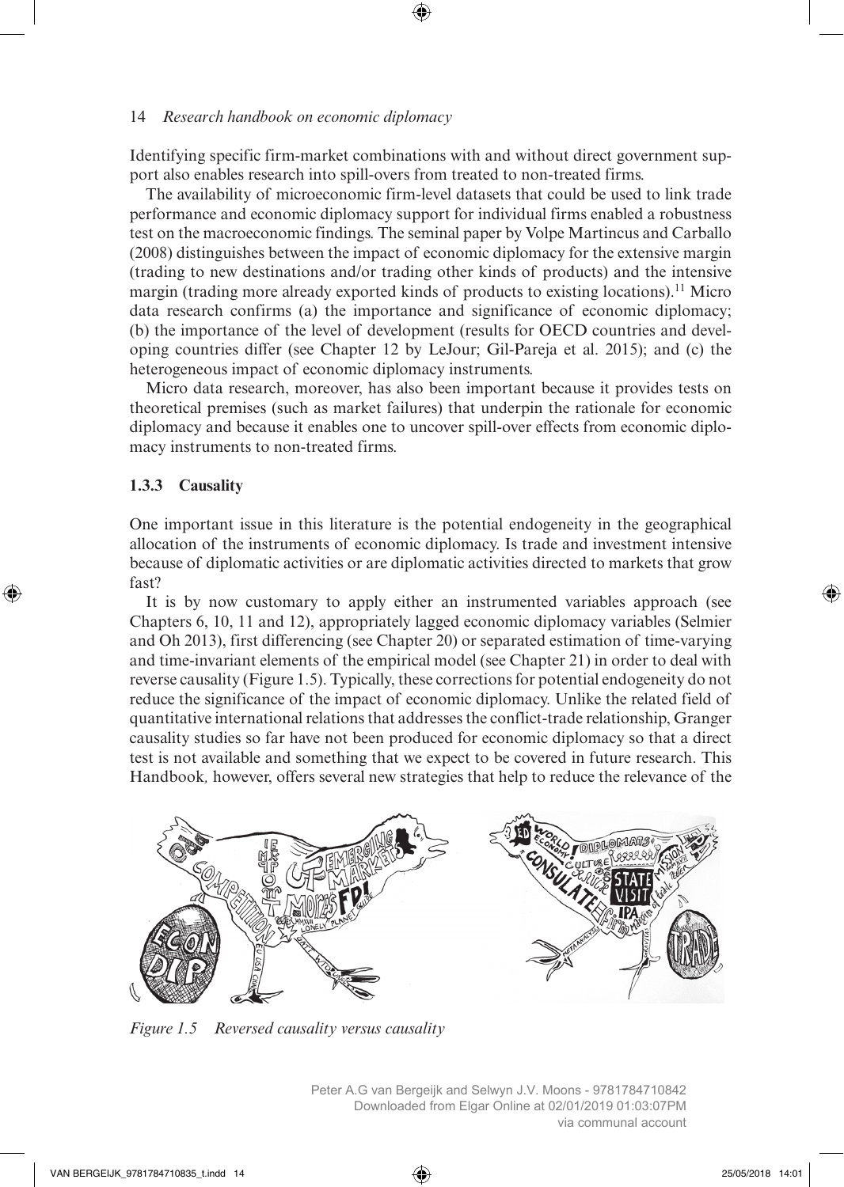Identifying specific firm-market combinations with and without direct government support also enables research into spill-overs from treated to non-treated firms.

The availability of microeconomic firm-level datasets that could be used to link trade performance and economic diplomacy support for individual firms enabled a robustness test on the macroeconomic findings. The seminal paper by Volpe Martincus and Carballo (2008) distinguishes between the impact of economic diplomacy for the extensive margin (trading to new destinations and/or trading other kinds of products) and the intensive margin (trading more already exported kinds of products to existing locations).[11] Micro data research confirms (a) the importance and significance of economic diplomacy; (b) the importance of the level of development (results for OECD countries and developing countries differ (see Chapter 12 by LeJour; Gil-Pareja et al. 2015); and (c) the heterogeneous impact of economic diplomacy instruments.

Micro data research, moreover, has also been important because it provides tests on theoretical premises (such as market failures) that underpin the rationale for economic diplomacy and because it enables one to uncover spill-over effects from economic diplomacy instruments to non-treated firms.

### 1.3.3 Causality

One important issue in this literature is the potential endogeneity in the geographical allocation of the instruments of economic diplomacy. Is trade and investment intensive because of diplomatic activities or are diplomatic activities directed to markets that grow fast?

It is by now customary to apply either an instrumented variables approach (see Chapters 6, 10, 11 and 12), appropriately lagged economic diplomacy variables (Selmier and Oh 2013), first differencing (see Chapter 20) or separated estimation of time-varying and time-invariant elements of the empirical model (see Chapter 21) in order to deal with reverse causality (Figure 1.5). Typically, these corrections for potential endogeneity do not reduce the significance of the impact of economic diplomacy. Unlike the related field of quantitative international relations that addresses the conflict-trade relationship, Granger causality studies so far have not been produced for economic diplomacy so that a direct test is not available and something that we expect to be covered in future research. This Handbook, however, offers several new strategies that help to reduce the relevance of the

*Figure 1.5 Reversed causality versus causality*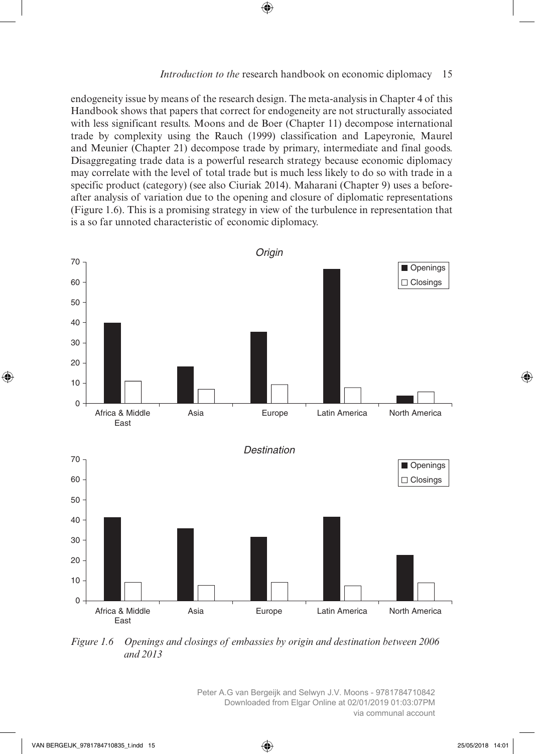endogeneity issue by means of the research design. The meta-analysis in Chapter 4 of this Handbook shows that papers that correct for endogeneity are not structurally associated with less significant results. Moons and de Boer (Chapter 11) decompose international trade by complexity using the Rauch (1999) classification and Lapeyronie, Maurel and Meunier (Chapter 21) decompose trade by primary, intermediate and final goods. Disaggregating trade data is a powerful research strategy because economic diplomacy may correlate with the level of total trade but is much less likely to do so with trade in a specific product (category) (see also Ciuriak 2014). Maharani (Chapter 9) uses a before-after analysis of variation due to the opening and closure of diplomatic representations (Figure 1.6). This is a promising strategy in view of the turbulence in representation that is a so far unnoted characteristic of economic diplomacy.

*Origin*

| Region | Openings | Closings |
|---|---|---|
| Africa & Middle East | 40 | 11 |
| Asia | 18 | 7 |
| Europe | 35 | 9 |
| Latin America | 66 | 8 |
| North America | 4 | 6 |

*Destination*

| Region | Openings | Closings |
|---|---|---|
| Africa & Middle East | 41 | 9 |
| Asia | 36 | 8 |
| Europe | 32 | 9 |
| Latin America | 42 | 7 |
| North America | 23 | 9 |

*Figure 1.6 Openings and closings of embassies by origin and destination between 2006 and 2013*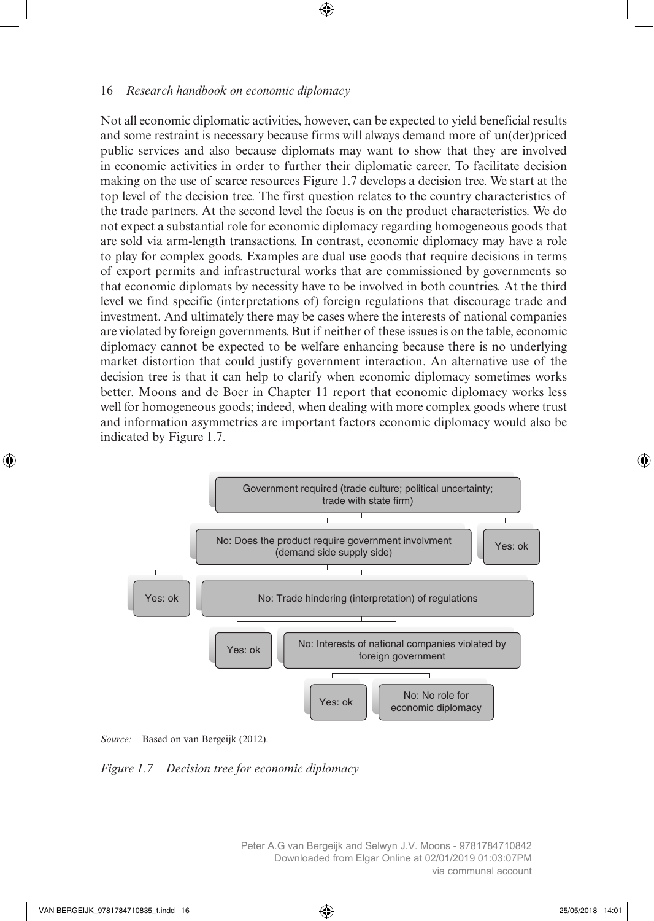Not all economic diplomatic activities, however, can be expected to yield beneficial results and some restraint is necessary because firms will always demand more of un(der)priced public services and also because diplomats may want to show that they are involved in economic activities in order to further their diplomatic career. To facilitate decision making on the use of scarce resources Figure 1.7 develops a decision tree. We start at the top level of the decision tree. The first question relates to the country characteristics of the trade partners. At the second level the focus is on the product characteristics. We do not expect a substantial role for economic diplomacy regarding homogeneous goods that are sold via arm-length transactions. In contrast, economic diplomacy may have a role to play for complex goods. Examples are dual use goods that require decisions in terms of export permits and infrastructural works that are commissioned by governments so that economic diplomats by necessity have to be involved in both countries. At the third level we find specific (interpretations of) foreign regulations that discourage trade and investment. And ultimately there may be cases where the interests of national companies are violated by foreign governments. But if neither of these issues is on the table, economic diplomacy cannot be expected to be welfare enhancing because there is no underlying market distortion that could justify government interaction. An alternative use of the decision tree is that it can help to clarify when economic diplomacy sometimes works better. Moons and de Boer in Chapter 11 report that economic diplomacy works less well for homogeneous goods; indeed, when dealing with more complex goods where trust and information asymmetries are important factors economic diplomacy would also be indicated by Figure 1.7.

Government required (trade culture; political uncertainty; trade with state firm)

- Yes: ok
- No: Does the product require government involvment (demand side supply side)
  - Yes: ok
  - No: Trade hindering (interpretation) of regulations
    - Yes: ok
    - No: Interests of national companies violated by foreign government
      - Yes: ok
      - No: No role for economic diplomacy

*Source:* Based on van Bergeijk (2012).

*Figure 1.7 Decision tree for economic diplomacy*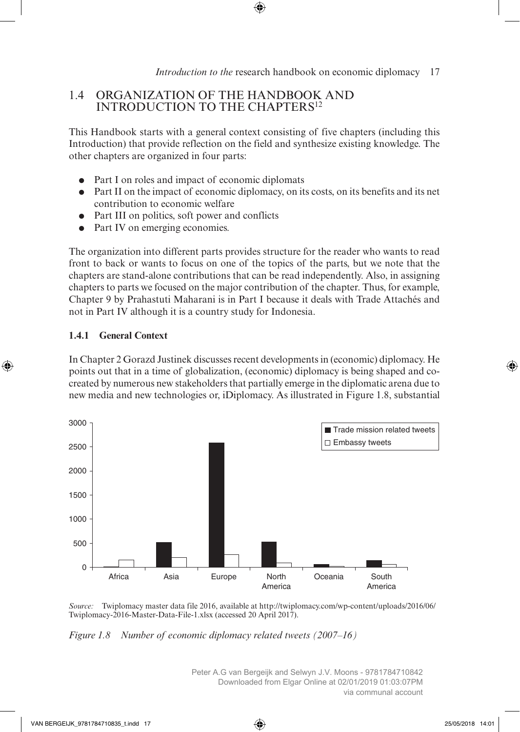## 1.4 ORGANIZATION OF THE HANDBOOK AND INTRODUCTION TO THE CHAPTERS[12]

This Handbook starts with a general context consisting of five chapters (including this Introduction) that provide reflection on the field and synthesize existing knowledge. The other chapters are organized in four parts:

- Part I on roles and impact of economic diplomats
- Part II on the impact of economic diplomacy, on its costs, on its benefits and its net contribution to economic welfare
- Part III on politics, soft power and conflicts
- Part IV on emerging economies.

The organization into different parts provides structure for the reader who wants to read front to back or wants to focus on one of the topics of the parts, but we note that the chapters are stand-alone contributions that can be read independently. Also, in assigning chapters to parts we focused on the major contribution of the chapter. Thus, for example, Chapter 9 by Prahastuti Maharani is in Part I because it deals with Trade Attachés and not in Part IV although it is a country study for Indonesia.

### 1.4.1 General Context

In Chapter 2 Gorazd Justinek discusses recent developments in (economic) diplomacy. He points out that in a time of globalization, (economic) diplomacy is being shaped and co-created by numerous new stakeholders that partially emerge in the diplomatic arena due to new media and new technologies or, iDiplomacy. As illustrated in Figure 1.8, substantial

*Source:* Twiplomacy master data file 2016, available at http://twiplomacy.com/wp-content/uploads/2016/06/Twiplomacy-2016-Master-Data-File-1.xlsx (accessed 20 April 2017).

*Figure 1.8 Number of economic diplomacy related tweets (2007–16)*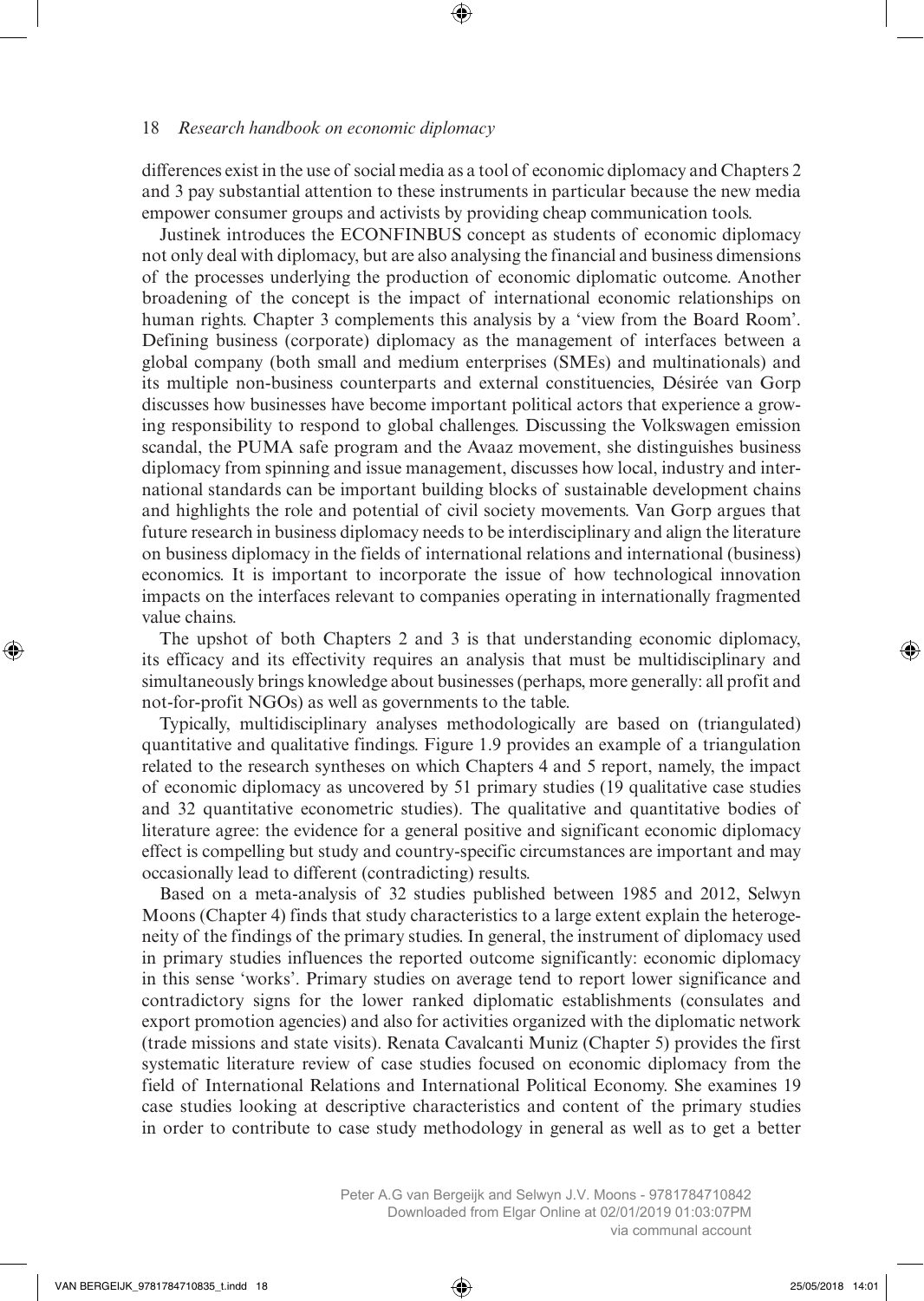differences exist in the use of social media as a tool of economic diplomacy and Chapters 2 and 3 pay substantial attention to these instruments in particular because the new media empower consumer groups and activists by providing cheap communication tools.

Justinek introduces the ECONFINBUS concept as students of economic diplomacy not only deal with diplomacy, but are also analysing the financial and business dimensions of the processes underlying the production of economic diplomatic outcome. Another broadening of the concept is the impact of international economic relationships on human rights. Chapter 3 complements this analysis by a 'view from the Board Room'. Defining business (corporate) diplomacy as the management of interfaces between a global company (both small and medium enterprises (SMEs) and multinationals) and its multiple non-business counterparts and external constituencies, Désirée van Gorp discusses how businesses have become important political actors that experience a growing responsibility to respond to global challenges. Discussing the Volkswagen emission scandal, the PUMA safe program and the Avaaz movement, she distinguishes business diplomacy from spinning and issue management, discusses how local, industry and international standards can be important building blocks of sustainable development chains and highlights the role and potential of civil society movements. Van Gorp argues that future research in business diplomacy needs to be interdisciplinary and align the literature on business diplomacy in the fields of international relations and international (business) economics. It is important to incorporate the issue of how technological innovation impacts on the interfaces relevant to companies operating in internationally fragmented value chains.

The upshot of both Chapters 2 and 3 is that understanding economic diplomacy, its efficacy and its effectivity requires an analysis that must be multidisciplinary and simultaneously brings knowledge about businesses (perhaps, more generally: all profit and not-for-profit NGOs) as well as governments to the table.

Typically, multidisciplinary analyses methodologically are based on (triangulated) quantitative and qualitative findings. Figure 1.9 provides an example of a triangulation related to the research syntheses on which Chapters 4 and 5 report, namely, the impact of economic diplomacy as uncovered by 51 primary studies (19 qualitative case studies and 32 quantitative econometric studies). The qualitative and quantitative bodies of literature agree: the evidence for a general positive and significant economic diplomacy effect is compelling but study and country-specific circumstances are important and may occasionally lead to different (contradicting) results.

Based on a meta-analysis of 32 studies published between 1985 and 2012, Selwyn Moons (Chapter 4) finds that study characteristics to a large extent explain the heterogeneity of the findings of the primary studies. In general, the instrument of diplomacy used in primary studies influences the reported outcome significantly: economic diplomacy in this sense 'works'. Primary studies on average tend to report lower significance and contradictory signs for the lower ranked diplomatic establishments (consulates and export promotion agencies) and also for activities organized with the diplomatic network (trade missions and state visits). Renata Cavalcanti Muniz (Chapter 5) provides the first systematic literature review of case studies focused on economic diplomacy from the field of International Relations and International Political Economy. She examines 19 case studies looking at descriptive characteristics and content of the primary studies in order to contribute to case study methodology in general as well as to get a better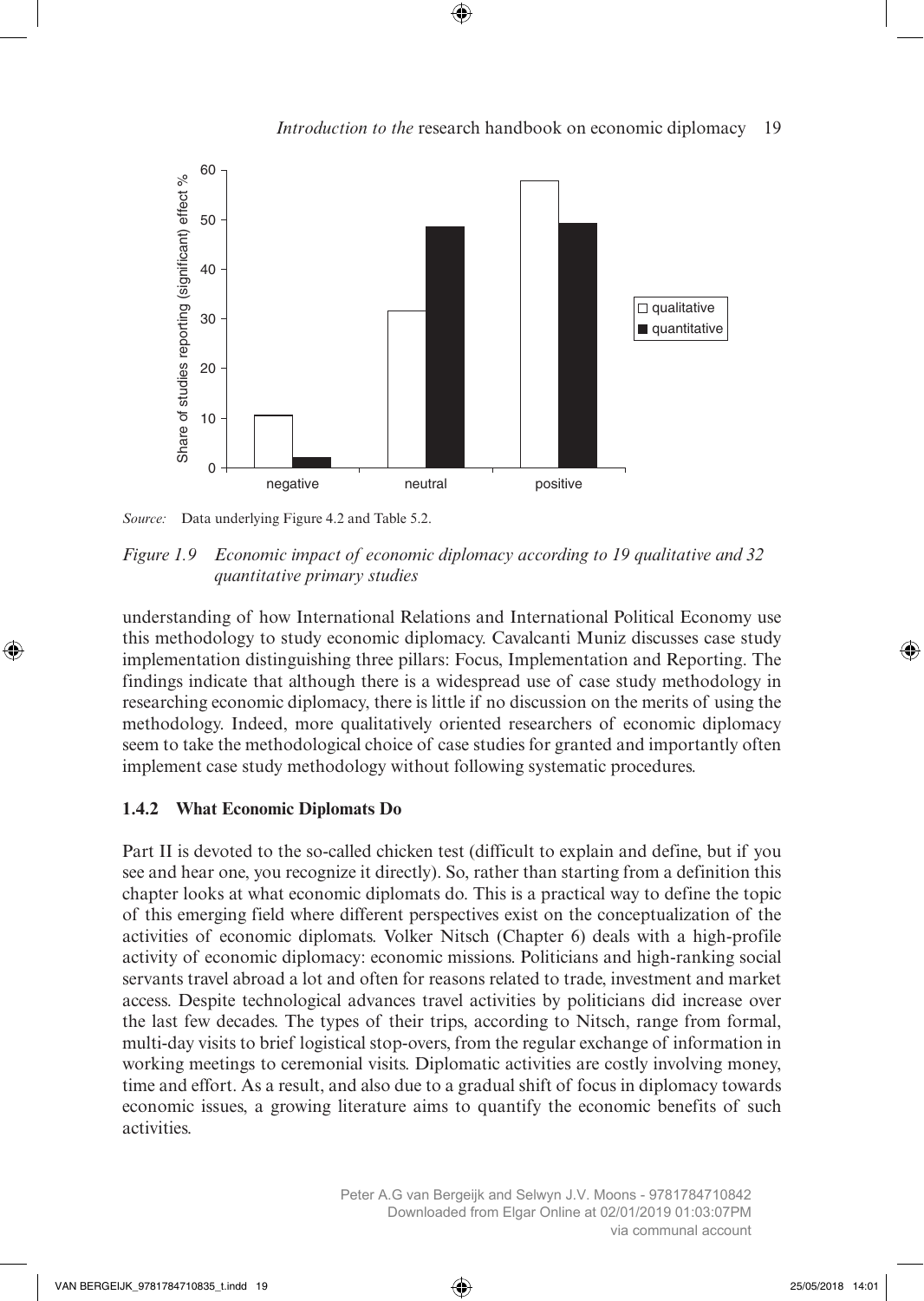*Source:* Data underlying Figure 4.2 and Table 5.2.

*Figure 1.9 Economic impact of economic diplomacy according to 19 qualitative and 32 quantitative primary studies*

understanding of how International Relations and International Political Economy use this methodology to study economic diplomacy. Cavalcanti Muniz discusses case study implementation distinguishing three pillars: Focus, Implementation and Reporting. The findings indicate that although there is a widespread use of case study methodology in researching economic diplomacy, there is little if no discussion on the merits of using the methodology. Indeed, more qualitatively oriented researchers of economic diplomacy seem to take the methodological choice of case studies for granted and importantly often implement case study methodology without following systematic procedures.

### 1.4.2 What Economic Diplomats Do

Part II is devoted to the so-called chicken test (difficult to explain and define, but if you see and hear one, you recognize it directly). So, rather than starting from a definition this chapter looks at what economic diplomats do. This is a practical way to define the topic of this emerging field where different perspectives exist on the conceptualization of the activities of economic diplomats. Volker Nitsch (Chapter 6) deals with a high-profile activity of economic diplomacy: economic missions. Politicians and high-ranking social servants travel abroad a lot and often for reasons related to trade, investment and market access. Despite technological advances travel activities by politicians did increase over the last few decades. The types of their trips, according to Nitsch, range from formal, multi-day visits to brief logistical stop-overs, from the regular exchange of information in working meetings to ceremonial visits. Diplomatic activities are costly involving money, time and effort. As a result, and also due to a gradual shift of focus in diplomacy towards economic issues, a growing literature aims to quantify the economic benefits of such activities.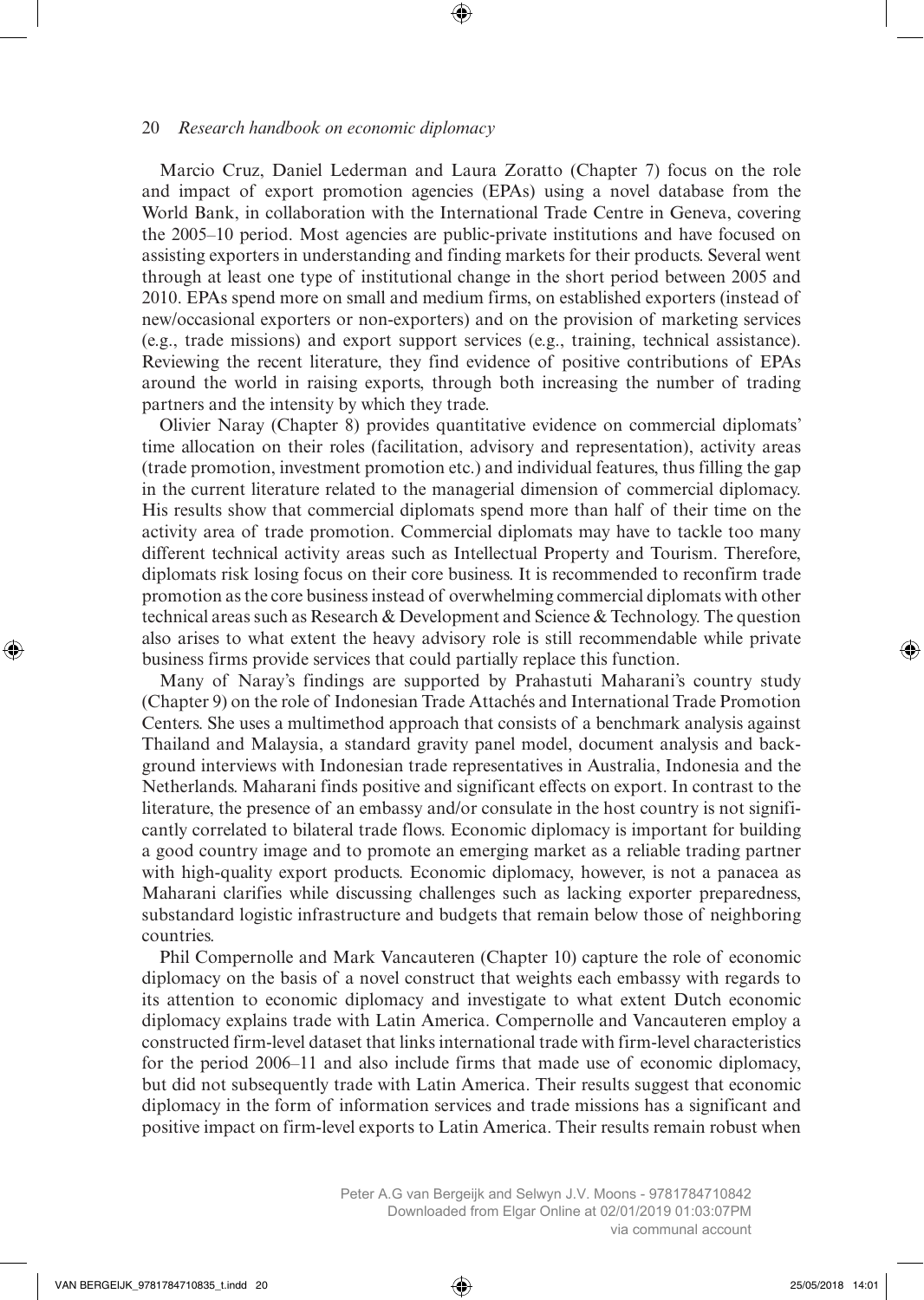Marcio Cruz, Daniel Lederman and Laura Zoratto (Chapter 7) focus on the role and impact of export promotion agencies (EPAs) using a novel database from the World Bank, in collaboration with the International Trade Centre in Geneva, covering the 2005–10 period. Most agencies are public-private institutions and have focused on assisting exporters in understanding and finding markets for their products. Several went through at least one type of institutional change in the short period between 2005 and 2010. EPAs spend more on small and medium firms, on established exporters (instead of new/occasional exporters or non-exporters) and on the provision of marketing services (e.g., trade missions) and export support services (e.g., training, technical assistance). Reviewing the recent literature, they find evidence of positive contributions of EPAs around the world in raising exports, through both increasing the number of trading partners and the intensity by which they trade.

Olivier Naray (Chapter 8) provides quantitative evidence on commercial diplomats' time allocation on their roles (facilitation, advisory and representation), activity areas (trade promotion, investment promotion etc.) and individual features, thus filling the gap in the current literature related to the managerial dimension of commercial diplomacy. His results show that commercial diplomats spend more than half of their time on the activity area of trade promotion. Commercial diplomats may have to tackle too many different technical activity areas such as Intellectual Property and Tourism. Therefore, diplomats risk losing focus on their core business. It is recommended to reconfirm trade promotion as the core business instead of overwhelming commercial diplomats with other technical areas such as Research & Development and Science & Technology. The question also arises to what extent the heavy advisory role is still recommendable while private business firms provide services that could partially replace this function.

Many of Naray's findings are supported by Prahastuti Maharani's country study (Chapter 9) on the role of Indonesian Trade Attachés and International Trade Promotion Centers. She uses a multimethod approach that consists of a benchmark analysis against Thailand and Malaysia, a standard gravity panel model, document analysis and background interviews with Indonesian trade representatives in Australia, Indonesia and the Netherlands. Maharani finds positive and significant effects on export. In contrast to the literature, the presence of an embassy and/or consulate in the host country is not significantly correlated to bilateral trade flows. Economic diplomacy is important for building a good country image and to promote an emerging market as a reliable trading partner with high-quality export products. Economic diplomacy, however, is not a panacea as Maharani clarifies while discussing challenges such as lacking exporter preparedness, substandard logistic infrastructure and budgets that remain below those of neighboring countries.

Phil Compernolle and Mark Vancauteren (Chapter 10) capture the role of economic diplomacy on the basis of a novel construct that weights each embassy with regards to its attention to economic diplomacy and investigate to what extent Dutch economic diplomacy explains trade with Latin America. Compernolle and Vancauteren employ a constructed firm-level dataset that links international trade with firm-level characteristics for the period 2006–11 and also include firms that made use of economic diplomacy, but did not subsequently trade with Latin America. Their results suggest that economic diplomacy in the form of information services and trade missions has a significant and positive impact on firm-level exports to Latin America. Their results remain robust when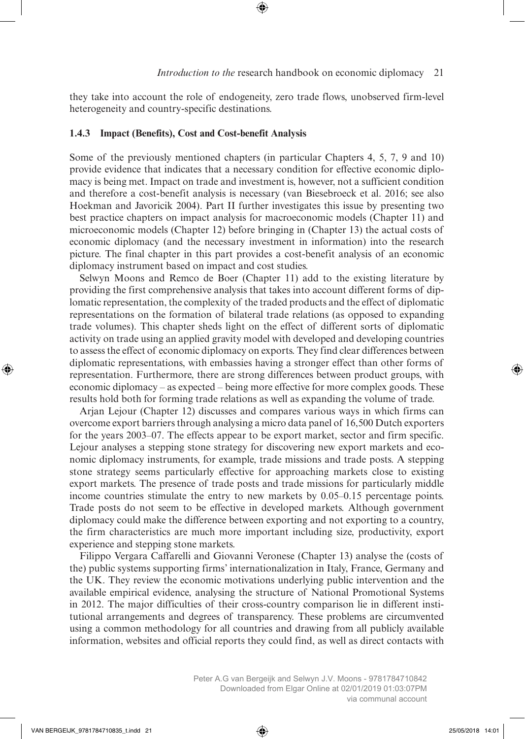they take into account the role of endogeneity, zero trade flows, unobserved firm-level heterogeneity and country-specific destinations.

### 1.4.3 Impact (Benefits), Cost and Cost-benefit Analysis

Some of the previously mentioned chapters (in particular Chapters 4, 5, 7, 9 and 10) provide evidence that indicates that a necessary condition for effective economic diplomacy is being met. Impact on trade and investment is, however, not a sufficient condition and therefore a cost-benefit analysis is necessary (van Biesebroeck et al. 2016; see also Hoekman and Javoricik 2004). Part II further investigates this issue by presenting two best practice chapters on impact analysis for macroeconomic models (Chapter 11) and microeconomic models (Chapter 12) before bringing in (Chapter 13) the actual costs of economic diplomacy (and the necessary investment in information) into the research picture. The final chapter in this part provides a cost-benefit analysis of an economic diplomacy instrument based on impact and cost studies.

Selwyn Moons and Remco de Boer (Chapter 11) add to the existing literature by providing the first comprehensive analysis that takes into account different forms of diplomatic representation, the complexity of the traded products and the effect of diplomatic representations on the formation of bilateral trade relations (as opposed to expanding trade volumes). This chapter sheds light on the effect of different sorts of diplomatic activity on trade using an applied gravity model with developed and developing countries to assess the effect of economic diplomacy on exports. They find clear differences between diplomatic representations, with embassies having a stronger effect than other forms of representation. Furthermore, there are strong differences between product groups, with economic diplomacy – as expected – being more effective for more complex goods. These results hold both for forming trade relations as well as expanding the volume of trade.

Arjan Lejour (Chapter 12) discusses and compares various ways in which firms can overcome export barriers through analysing a micro data panel of 16,500 Dutch exporters for the years 2003–07. The effects appear to be export market, sector and firm specific. Lejour analyses a stepping stone strategy for discovering new export markets and economic diplomacy instruments, for example, trade missions and trade posts. A stepping stone strategy seems particularly effective for approaching markets close to existing export markets. The presence of trade posts and trade missions for particularly middle income countries stimulate the entry to new markets by 0.05–0.15 percentage points. Trade posts do not seem to be effective in developed markets. Although government diplomacy could make the difference between exporting and not exporting to a country, the firm characteristics are much more important including size, productivity, export experience and stepping stone markets.

Filippo Vergara Caffarelli and Giovanni Veronese (Chapter 13) analyse the (costs of the) public systems supporting firms' internationalization in Italy, France, Germany and the UK. They review the economic motivations underlying public intervention and the available empirical evidence, analysing the structure of National Promotional Systems in 2012. The major difficulties of their cross-country comparison lie in different institutional arrangements and degrees of transparency. These problems are circumvented using a common methodology for all countries and drawing from all publicly available information, websites and official reports they could find, as well as direct contacts with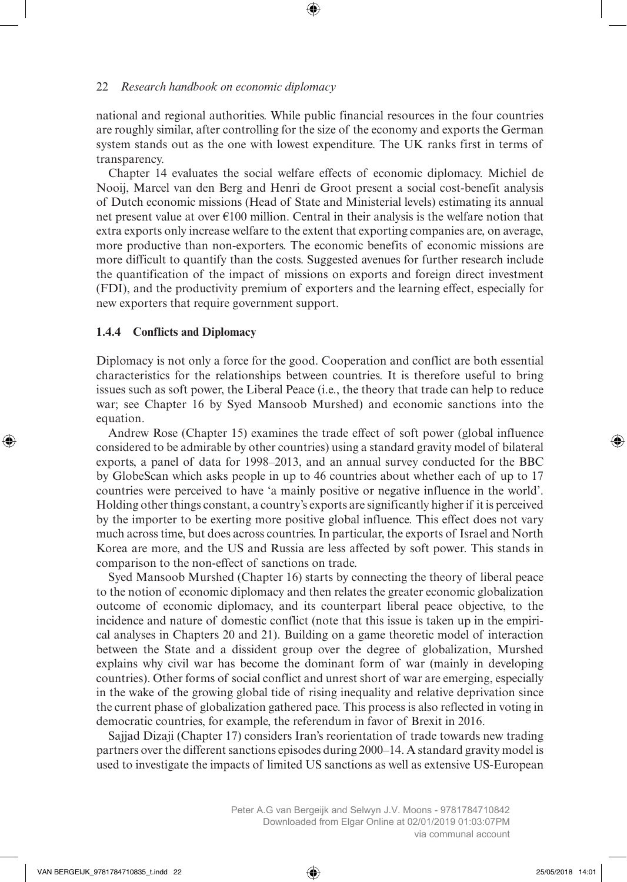national and regional authorities. While public financial resources in the four countries are roughly similar, after controlling for the size of the economy and exports the German system stands out as the one with lowest expenditure. The UK ranks first in terms of transparency.

Chapter 14 evaluates the social welfare effects of economic diplomacy. Michiel de Nooij, Marcel van den Berg and Henri de Groot present a social cost-benefit analysis of Dutch economic missions (Head of State and Ministerial levels) estimating its annual net present value at over €100 million. Central in their analysis is the welfare notion that extra exports only increase welfare to the extent that exporting companies are, on average, more productive than non-exporters. The economic benefits of economic missions are more difficult to quantify than the costs. Suggested avenues for further research include the quantification of the impact of missions on exports and foreign direct investment (FDI), and the productivity premium of exporters and the learning effect, especially for new exporters that require government support.

### 1.4.4 Conflicts and Diplomacy

Diplomacy is not only a force for the good. Cooperation and conflict are both essential characteristics for the relationships between countries. It is therefore useful to bring issues such as soft power, the Liberal Peace (i.e., the theory that trade can help to reduce war; see Chapter 16 by Syed Mansoob Murshed) and economic sanctions into the equation.

Andrew Rose (Chapter 15) examines the trade effect of soft power (global influence considered to be admirable by other countries) using a standard gravity model of bilateral exports, a panel of data for 1998–2013, and an annual survey conducted for the BBC by GlobeScan which asks people in up to 46 countries about whether each of up to 17 countries were perceived to have 'a mainly positive or negative influence in the world'. Holding other things constant, a country's exports are significantly higher if it is perceived by the importer to be exerting more positive global influence. This effect does not vary much across time, but does across countries. In particular, the exports of Israel and North Korea are more, and the US and Russia are less affected by soft power. This stands in comparison to the non-effect of sanctions on trade.

Syed Mansoob Murshed (Chapter 16) starts by connecting the theory of liberal peace to the notion of economic diplomacy and then relates the greater economic globalization outcome of economic diplomacy, and its counterpart liberal peace objective, to the incidence and nature of domestic conflict (note that this issue is taken up in the empirical analyses in Chapters 20 and 21). Building on a game theoretic model of interaction between the State and a dissident group over the degree of globalization, Murshed explains why civil war has become the dominant form of war (mainly in developing countries). Other forms of social conflict and unrest short of war are emerging, especially in the wake of the growing global tide of rising inequality and relative deprivation since the current phase of globalization gathered pace. This process is also reflected in voting in democratic countries, for example, the referendum in favor of Brexit in 2016.

Sajjad Dizaji (Chapter 17) considers Iran's reorientation of trade towards new trading partners over the different sanctions episodes during 2000–14. A standard gravity model is used to investigate the impacts of limited US sanctions as well as extensive US-European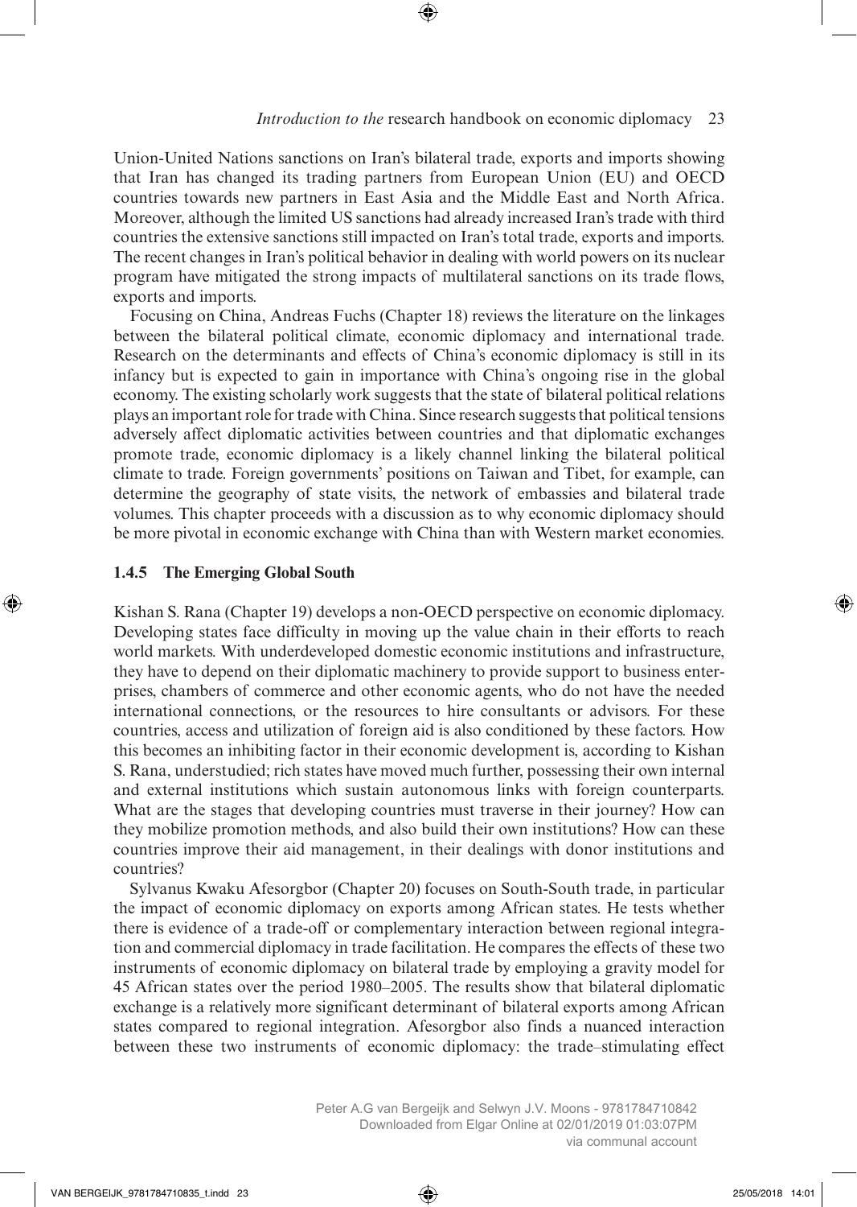Union-United Nations sanctions on Iran's bilateral trade, exports and imports showing that Iran has changed its trading partners from European Union (EU) and OECD countries towards new partners in East Asia and the Middle East and North Africa. Moreover, although the limited US sanctions had already increased Iran's trade with third countries the extensive sanctions still impacted on Iran's total trade, exports and imports. The recent changes in Iran's political behavior in dealing with world powers on its nuclear program have mitigated the strong impacts of multilateral sanctions on its trade flows, exports and imports.

Focusing on China, Andreas Fuchs (Chapter 18) reviews the literature on the linkages between the bilateral political climate, economic diplomacy and international trade. Research on the determinants and effects of China's economic diplomacy is still in its infancy but is expected to gain in importance with China's ongoing rise in the global economy. The existing scholarly work suggests that the state of bilateral political relations plays an important role for trade with China. Since research suggests that political tensions adversely affect diplomatic activities between countries and that diplomatic exchanges promote trade, economic diplomacy is a likely channel linking the bilateral political climate to trade. Foreign governments' positions on Taiwan and Tibet, for example, can determine the geography of state visits, the network of embassies and bilateral trade volumes. This chapter proceeds with a discussion as to why economic diplomacy should be more pivotal in economic exchange with China than with Western market economies.

### 1.4.5 The Emerging Global South

Kishan S. Rana (Chapter 19) develops a non-OECD perspective on economic diplomacy. Developing states face difficulty in moving up the value chain in their efforts to reach world markets. With underdeveloped domestic economic institutions and infrastructure, they have to depend on their diplomatic machinery to provide support to business enterprises, chambers of commerce and other economic agents, who do not have the needed international connections, or the resources to hire consultants or advisors. For these countries, access and utilization of foreign aid is also conditioned by these factors. How this becomes an inhibiting factor in their economic development is, according to Kishan S. Rana, understudied; rich states have moved much further, possessing their own internal and external institutions which sustain autonomous links with foreign counterparts. What are the stages that developing countries must traverse in their journey? How can they mobilize promotion methods, and also build their own institutions? How can these countries improve their aid management, in their dealings with donor institutions and countries?

Sylvanus Kwaku Afesorgbor (Chapter 20) focuses on South-South trade, in particular the impact of economic diplomacy on exports among African states. He tests whether there is evidence of a trade-off or complementary interaction between regional integration and commercial diplomacy in trade facilitation. He compares the effects of these two instruments of economic diplomacy on bilateral trade by employing a gravity model for 45 African states over the period 1980–2005. The results show that bilateral diplomatic exchange is a relatively more significant determinant of bilateral exports among African states compared to regional integration. Afesorgbor also finds a nuanced interaction between these two instruments of economic diplomacy: the trade–stimulating effect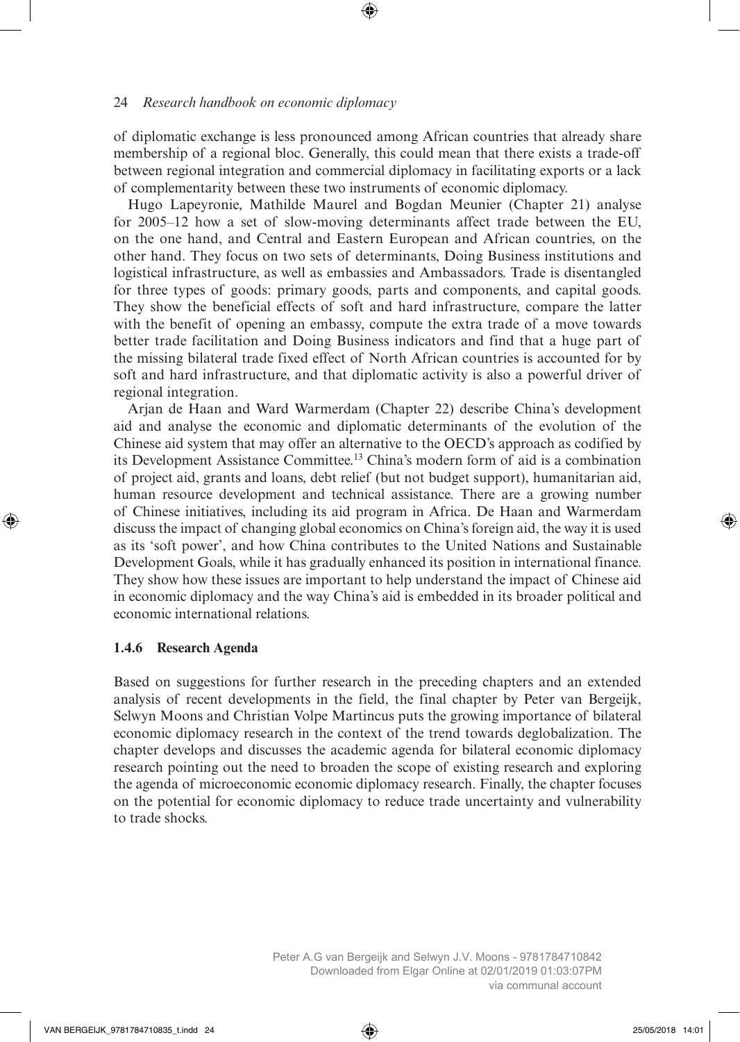of diplomatic exchange is less pronounced among African countries that already share membership of a regional bloc. Generally, this could mean that there exists a trade-off between regional integration and commercial diplomacy in facilitating exports or a lack of complementarity between these two instruments of economic diplomacy.

Hugo Lapeyronie, Mathilde Maurel and Bogdan Meunier (Chapter 21) analyse for 2005–12 how a set of slow-moving determinants affect trade between the EU, on the one hand, and Central and Eastern European and African countries, on the other hand. They focus on two sets of determinants, Doing Business institutions and logistical infrastructure, as well as embassies and Ambassadors. Trade is disentangled for three types of goods: primary goods, parts and components, and capital goods. They show the beneficial effects of soft and hard infrastructure, compare the latter with the benefit of opening an embassy, compute the extra trade of a move towards better trade facilitation and Doing Business indicators and find that a huge part of the missing bilateral trade fixed effect of North African countries is accounted for by soft and hard infrastructure, and that diplomatic activity is also a powerful driver of regional integration.

Arjan de Haan and Ward Warmerdam (Chapter 22) describe China's development aid and analyse the economic and diplomatic determinants of the evolution of the Chinese aid system that may offer an alternative to the OECD's approach as codified by its Development Assistance Committee.[13] China's modern form of aid is a combination of project aid, grants and loans, debt relief (but not budget support), humanitarian aid, human resource development and technical assistance. There are a growing number of Chinese initiatives, including its aid program in Africa. De Haan and Warmerdam discuss the impact of changing global economics on China's foreign aid, the way it is used as its 'soft power', and how China contributes to the United Nations and Sustainable Development Goals, while it has gradually enhanced its position in international finance. They show how these issues are important to help understand the impact of Chinese aid in economic diplomacy and the way China's aid is embedded in its broader political and economic international relations.

### 1.4.6 Research Agenda

Based on suggestions for further research in the preceding chapters and an extended analysis of recent developments in the field, the final chapter by Peter van Bergeijk, Selwyn Moons and Christian Volpe Martincus puts the growing importance of bilateral economic diplomacy research in the context of the trend towards deglobalization. The chapter develops and discusses the academic agenda for bilateral economic diplomacy research pointing out the need to broaden the scope of existing research and exploring the agenda of microeconomic economic diplomacy research. Finally, the chapter focuses on the potential for economic diplomacy to reduce trade uncertainty and vulnerability to trade shocks.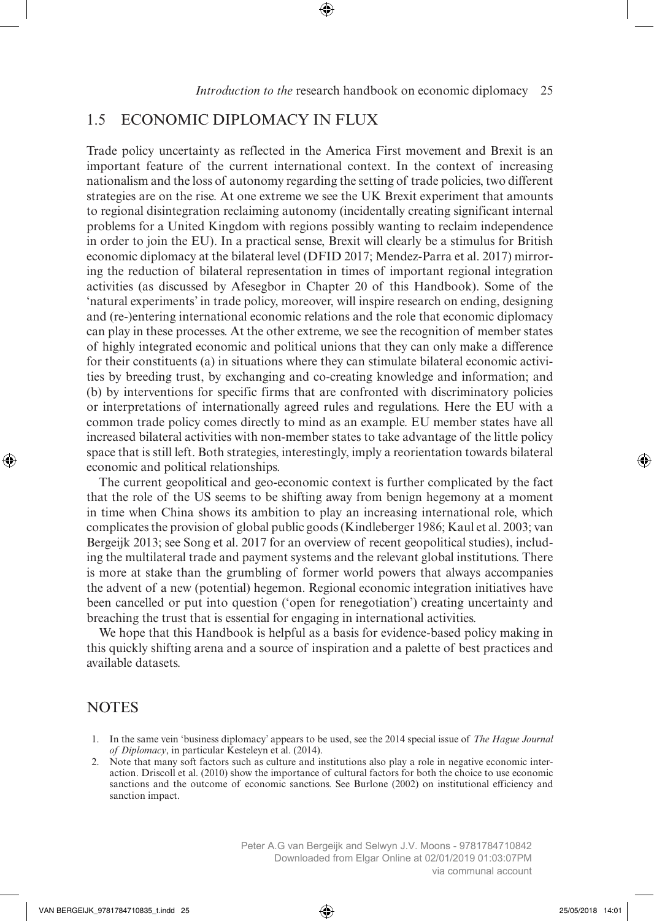## 1.5 ECONOMIC DIPLOMACY IN FLUX

Trade policy uncertainty as reflected in the America First movement and Brexit is an important feature of the current international context. In the context of increasing nationalism and the loss of autonomy regarding the setting of trade policies, two different strategies are on the rise. At one extreme we see the UK Brexit experiment that amounts to regional disintegration reclaiming autonomy (incidentally creating significant internal problems for a United Kingdom with regions possibly wanting to reclaim independence in order to join the EU). In a practical sense, Brexit will clearly be a stimulus for British economic diplomacy at the bilateral level (DFID 2017; Mendez-Parra et al. 2017) mirroring the reduction of bilateral representation in times of important regional integration activities (as discussed by Afesegbor in Chapter 20 of this Handbook). Some of the 'natural experiments' in trade policy, moreover, will inspire research on ending, designing and (re-)entering international economic relations and the role that economic diplomacy can play in these processes. At the other extreme, we see the recognition of member states of highly integrated economic and political unions that they can only make a difference for their constituents (a) in situations where they can stimulate bilateral economic activities by breeding trust, by exchanging and co-creating knowledge and information; and (b) by interventions for specific firms that are confronted with discriminatory policies or interpretations of internationally agreed rules and regulations. Here the EU with a common trade policy comes directly to mind as an example. EU member states have all increased bilateral activities with non-member states to take advantage of the little policy space that is still left. Both strategies, interestingly, imply a reorientation towards bilateral economic and political relationships.

The current geopolitical and geo-economic context is further complicated by the fact that the role of the US seems to be shifting away from benign hegemony at a moment in time when China shows its ambition to play an increasing international role, which complicates the provision of global public goods (Kindleberger 1986; Kaul et al. 2003; van Bergeijk 2013; see Song et al. 2017 for an overview of recent geopolitical studies), including the multilateral trade and payment systems and the relevant global institutions. There is more at stake than the grumbling of former world powers that always accompanies the advent of a new (potential) hegemon. Regional economic integration initiatives have been cancelled or put into question ('open for renegotiation') creating uncertainty and breaching the trust that is essential for engaging in international activities.

We hope that this Handbook is helpful as a basis for evidence-based policy making in this quickly shifting arena and a source of inspiration and a palette of best practices and available datasets.

## NOTES

1. In the same vein 'business diplomacy' appears to be used, see the 2014 special issue of *The Hague Journal of Diplomacy*, in particular Kesteleyn et al. (2014).
2. Note that many soft factors such as culture and institutions also play a role in negative economic interaction. Driscoll et al. (2010) show the importance of cultural factors for both the choice to use economic sanctions and the outcome of economic sanctions. See Burlone (2002) on institutional efficiency and sanction impact.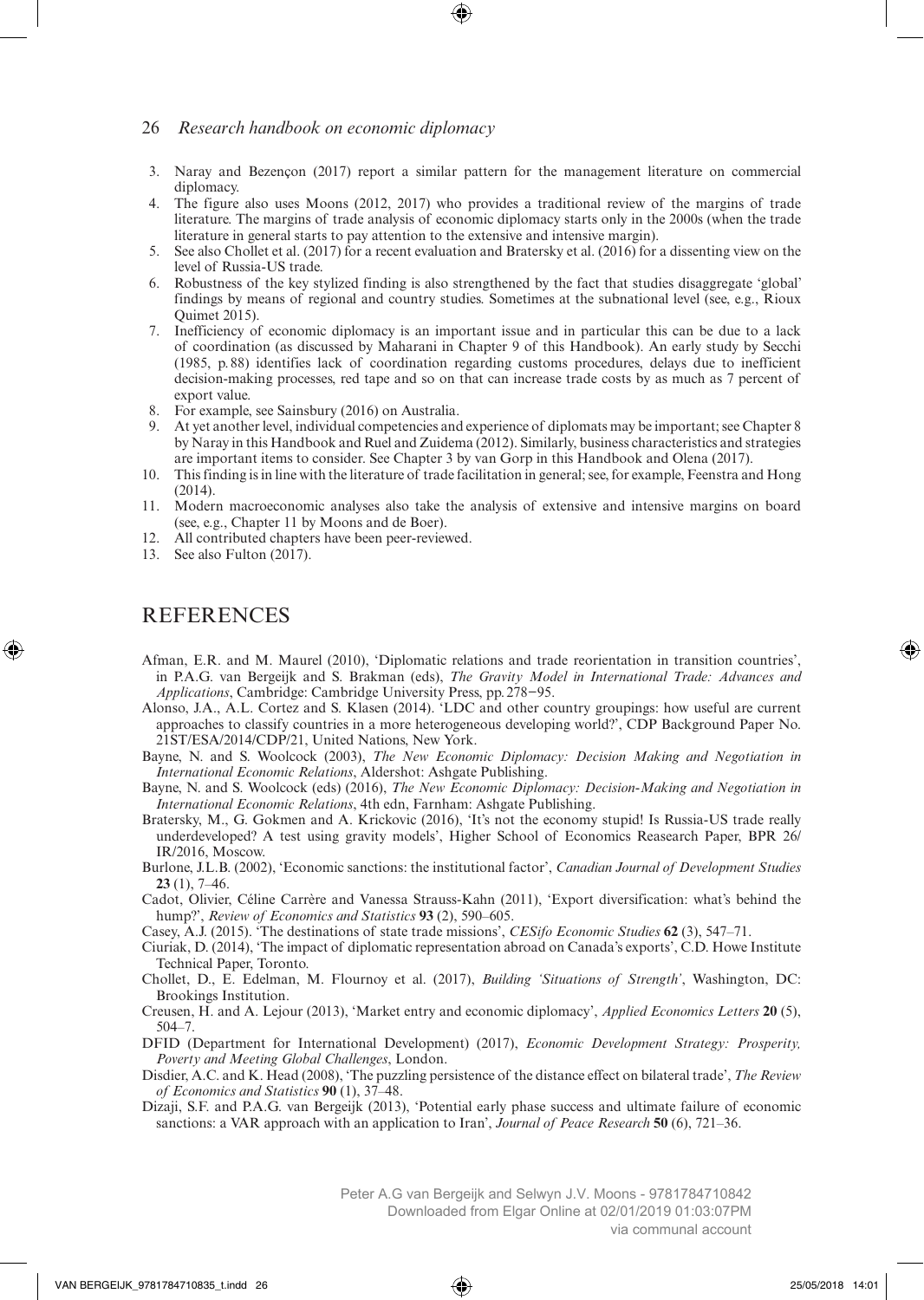3. Naray and Bezençon (2017) report a similar pattern for the management literature on commercial diplomacy.
4. The figure also uses Moons (2012, 2017) who provides a traditional review of the margins of trade literature. The margins of trade analysis of economic diplomacy starts only in the 2000s (when the trade literature in general starts to pay attention to the extensive and intensive margin).
5. See also Chollet et al. (2017) for a recent evaluation and Bratersky et al. (2016) for a dissenting view on the level of Russia-US trade.
6. Robustness of the key stylized finding is also strengthened by the fact that studies disaggregate 'global' findings by means of regional and country studies. Sometimes at the subnational level (see, e.g., Rioux Quimet 2015).
7. Inefficiency of economic diplomacy is an important issue and in particular this can be due to a lack of coordination (as discussed by Maharani in Chapter 9 of this Handbook). An early study by Secchi (1985, p. 88) identifies lack of coordination regarding customs procedures, delays due to inefficient decision-making processes, red tape and so on that can increase trade costs by as much as 7 percent of export value.
8. For example, see Sainsbury (2016) on Australia.
9. At yet another level, individual competencies and experience of diplomats may be important; see Chapter 8 by Naray in this Handbook and Ruel and Zuidema (2012). Similarly, business characteristics and strategies are important items to consider. See Chapter 3 by van Gorp in this Handbook and Olena (2017).
10. This finding is in line with the literature of trade facilitation in general; see, for example, Feenstra and Hong (2014).
11. Modern macroeconomic analyses also take the analysis of extensive and intensive margins on board (see, e.g., Chapter 11 by Moons and de Boer).
12. All contributed chapters have been peer-reviewed.
13. See also Fulton (2017).

## REFERENCES

Afman, E.R. and M. Maurel (2010), 'Diplomatic relations and trade reorientation in transition countries', in P.A.G. van Bergeijk and S. Brakman (eds), *The Gravity Model in International Trade: Advances and Applications*, Cambridge: Cambridge University Press, pp. 278–95.

Alonso, J.A., A.L. Cortez and S. Klasen (2014). 'LDC and other country groupings: how useful are current approaches to classify countries in a more heterogeneous developing world?', CDP Background Paper No. 21ST/ESA/2014/CDP/21, United Nations, New York.

Bayne, N. and S. Woolcock (2003), *The New Economic Diplomacy: Decision Making and Negotiation in International Economic Relations*, Aldershot: Ashgate Publishing.

Bayne, N. and S. Woolcock (eds) (2016), *The New Economic Diplomacy: Decision-Making and Negotiation in International Economic Relations*, 4th edn, Farnham: Ashgate Publishing.

Bratersky, M., G. Gokmen and A. Krickovic (2016), 'It's not the economy stupid! Is Russia-US trade really underdeveloped? A test using gravity models', Higher School of Economics Reasearch Paper, BPR 26/IR/2016, Moscow.

Burlone, J.L.B. (2002), 'Economic sanctions: the institutional factor', *Canadian Journal of Development Studies* **23** (1), 7–46.

Cadot, Olivier, Céline Carrère and Vanessa Strauss-Kahn (2011), 'Export diversification: what's behind the hump?', *Review of Economics and Statistics* **93** (2), 590–605.

Casey, A.J. (2015). 'The destinations of state trade missions', *CESifo Economic Studies* **62** (3), 547–71.

Ciuriak, D. (2014), 'The impact of diplomatic representation abroad on Canada's exports', C.D. Howe Institute Technical Paper, Toronto.

Chollet, D., E. Edelman, M. Flournoy et al. (2017), *Building 'Situations of Strength'*, Washington, DC: Brookings Institution.

Creusen, H. and A. Lejour (2013), 'Market entry and economic diplomacy', *Applied Economics Letters* **20** (5), 504–7.

DFID (Department for International Development) (2017), *Economic Development Strategy: Prosperity, Poverty and Meeting Global Challenges*, London.

Disdier, A.C. and K. Head (2008), 'The puzzling persistence of the distance effect on bilateral trade', *The Review of Economics and Statistics* **90** (1), 37–48.

Dizaji, S.F. and P.A.G. van Bergeijk (2013), 'Potential early phase success and ultimate failure of economic sanctions: a VAR approach with an application to Iran', *Journal of Peace Research* **50** (6), 721–36.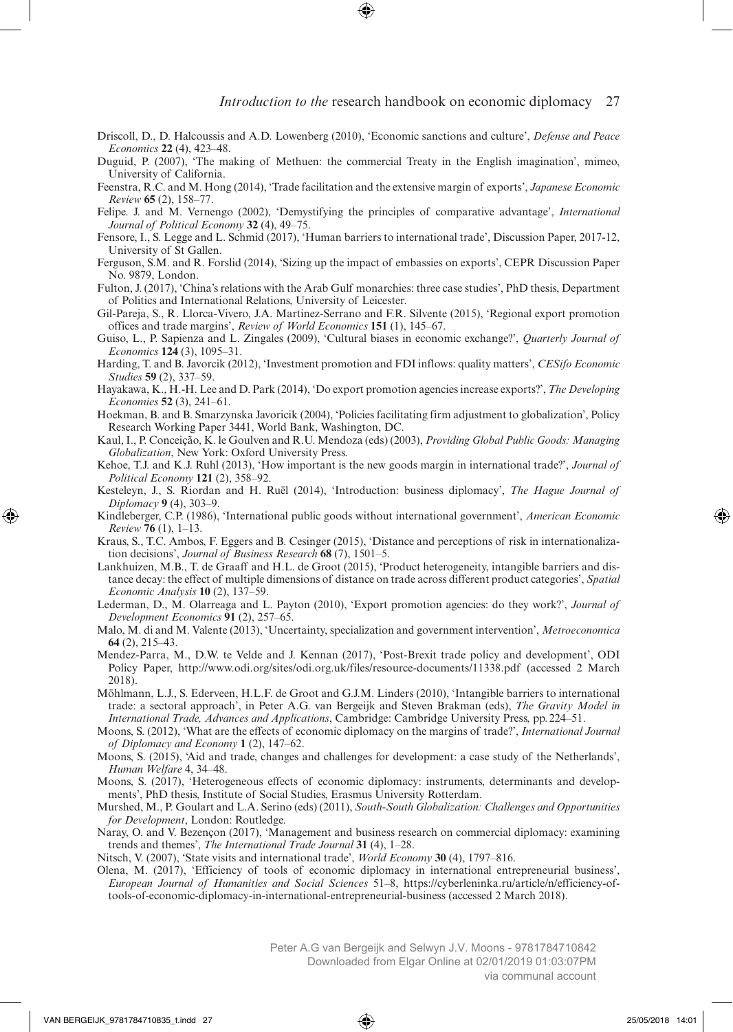Driscoll, D., D. Halcoussis and A.D. Lowenberg (2010), 'Economic sanctions and culture', *Defense and Peace Economics* **22** (4), 423–48.

Duguid, P. (2007), 'The making of Methuen: the commercial Treaty in the English imagination', mimeo, University of California.

Feenstra, R.C. and M. Hong (2014), 'Trade facilitation and the extensive margin of exports', *Japanese Economic Review* **65** (2), 158–77.

Felipe. J. and M. Vernengo (2002), 'Demystifying the principles of comparative advantage', *International Journal of Political Economy* **32** (4), 49–75.

Fensore, I., S. Legge and L. Schmid (2017), 'Human barriers to international trade', Discussion Paper, 2017-12, University of St Gallen.

Ferguson, S.M. and R. Forslid (2014), 'Sizing up the impact of embassies on exports', CEPR Discussion Paper No. 9879, London.

Fulton, J. (2017), 'China's relations with the Arab Gulf monarchies: three case studies', PhD thesis, Department of Politics and International Relations, University of Leicester.

Gil-Pareja, S., R. Llorca-Vivero, J.A. Martinez-Serrano and F.R. Silvente (2015), 'Regional export promotion offices and trade margins', *Review of World Economics* **151** (1), 145–67.

Guiso, L., P. Sapienza and L. Zingales (2009), 'Cultural biases in economic exchange?', *Quarterly Journal of Economics* **124** (3), 1095–31.

Harding, T. and B. Javorcik (2012), 'Investment promotion and FDI inflows: quality matters', *CESifo Economic Studies* **59** (2), 337–59.

Hayakawa, K., H.-H. Lee and D. Park (2014), 'Do export promotion agencies increase exports?', *The Developing Economies* **52** (3), 241–61.

Hoekman, B. and B. Smarzynska Javoricik (2004), 'Policies facilitating firm adjustment to globalization', Policy Research Working Paper 3441, World Bank, Washington, DC.

Kaul, I., P. Conceição, K. le Goulven and R.U. Mendoza (eds) (2003), *Providing Global Public Goods: Managing Globalization*, New York: Oxford University Press.

Kehoe, T.J. and K.J. Ruhl (2013), 'How important is the new goods margin in international trade?', *Journal of Political Economy* **121** (2), 358–92.

Kesteleyn, J., S. Riordan and H. Ruël (2014), 'Introduction: business diplomacy', *The Hague Journal of Diplomacy* **9** (4), 303–9.

Kindleberger, C.P. (1986), 'International public goods without international government', *American Economic Review* **76** (1), 1–13.

Kraus, S., T.C. Ambos, F. Eggers and B. Cesinger (2015), 'Distance and perceptions of risk in internationalization decisions', *Journal of Business Research* **68** (7), 1501–5.

Lankhuizen, M.B., T. de Graaff and H.L. de Groot (2015), 'Product heterogeneity, intangible barriers and distance decay: the effect of multiple dimensions of distance on trade across different product categories', *Spatial Economic Analysis* **10** (2), 137–59.

Lederman, D., M. Olarreaga and L. Payton (2010), 'Export promotion agencies: do they work?', *Journal of Development Economics* **91** (2), 257–65.

Malo, M. di and M. Valente (2013), 'Uncertainty, specialization and government intervention', *Metroeconomica* **64** (2), 215–43.

Mendez-Parra, M., D.W. te Velde and J. Kennan (2017), 'Post-Brexit trade policy and development', ODI Policy Paper, http://www.odi.org/sites/odi.org.uk/files/resource-documents/11338.pdf (accessed 2 March 2018).

Möhlmann, L.J., S. Ederveen, H.L.F. de Groot and G.J.M. Linders (2010), 'Intangible barriers to international trade: a sectoral approach', in Peter A.G. van Bergeijk and Steven Brakman (eds), *The Gravity Model in International Trade, Advances and Applications*, Cambridge: Cambridge University Press, pp. 224–51.

Moons, S. (2012), 'What are the effects of economic diplomacy on the margins of trade?', *International Journal of Diplomacy and Economy* **1** (2), 147–62.

Moons, S. (2015), 'Aid and trade, changes and challenges for development: a case study of the Netherlands', *Human Welfare* 4, 34–48.

Moons, S. (2017), 'Heterogeneous effects of economic diplomacy: instruments, determinants and developments', PhD thesis, Institute of Social Studies, Erasmus University Rotterdam.

Murshed, M., P. Goulart and L.A. Serino (eds) (2011), *South-South Globalization: Challenges and Opportunities for Development*, London: Routledge.

Naray, O. and V. Bezençon (2017), 'Management and business research on commercial diplomacy: examining trends and themes', *The International Trade Journal* **31** (4), 1–28.

Nitsch, V. (2007), 'State visits and international trade', *World Economy* **30** (4), 1797–816.

Olena, M. (2017), 'Efficiency of tools of economic diplomacy in international entrepreneurial business', *European Journal of Humanities and Social Sciences* 51–8, https://cyberleninka.ru/article/n/efficiency-of-tools-of-economic-diplomacy-in-international-entrepreneurial-business (accessed 2 March 2018).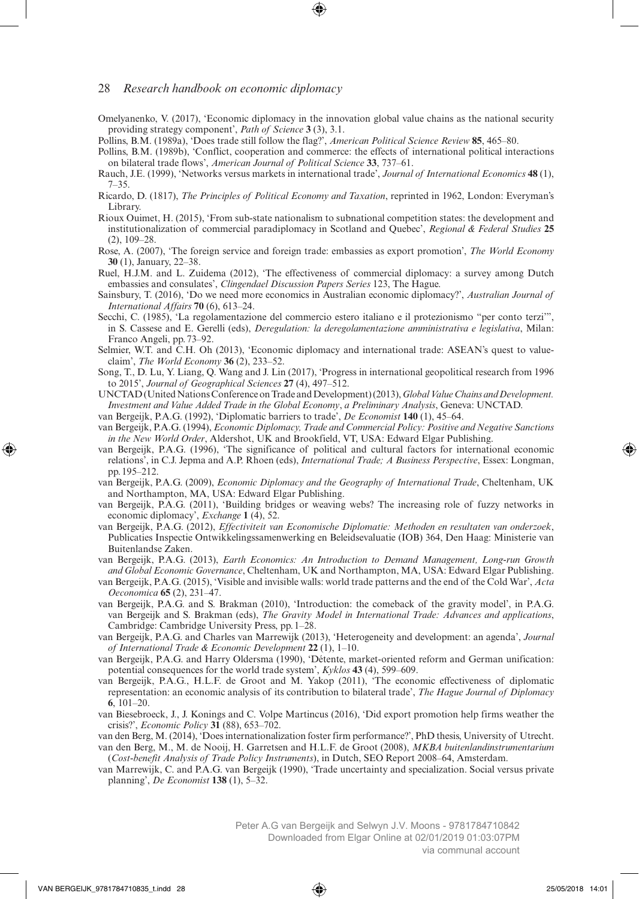Omelyanenko, V. (2017), 'Economic diplomacy in the innovation global value chains as the national security providing strategy component', *Path of Science* **3** (3), 3.1.

Pollins, B.M. (1989a), 'Does trade still follow the flag?', *American Political Science Review* **85**, 465–80.

Pollins, B.M. (1989b), 'Conflict, cooperation and commerce: the effects of international political interactions on bilateral trade flows', *American Journal of Political Science* **33**, 737–61.

Rauch, J.E. (1999), 'Networks versus markets in international trade', *Journal of International Economics* **48** (1), 7–35.

Ricardo, D. (1817), *The Principles of Political Economy and Taxation*, reprinted in 1962, London: Everyman's Library.

Rioux Ouimet, H. (2015), 'From sub-state nationalism to subnational competition states: the development and institutionalization of commercial paradiplomacy in Scotland and Quebec', *Regional & Federal Studies* **25** (2), 109–28.

Rose, A. (2007), 'The foreign service and foreign trade: embassies as export promotion', *The World Economy* **30** (1), January, 22–38.

Ruel, H.J.M. and L. Zuidema (2012), 'The effectiveness of commercial diplomacy: a survey among Dutch embassies and consulates', *Clingendael Discussion Papers Series* 123, The Hague.

Sainsbury, T. (2016), 'Do we need more economics in Australian economic diplomacy?', *Australian Journal of International Affairs* **70** (6), 613–24.

Secchi, C. (1985), 'La regolamentazione del commercio estero italiano e il protezionismo "per conto terzi"', in S. Cassese and E. Gerelli (eds), *Deregulation: la deregolamentazione amministrativa e legislativa*, Milan: Franco Angeli, pp. 73–92.

Selmier, W.T. and C.H. Oh (2013), 'Economic diplomacy and international trade: ASEAN's quest to value-claim', *The World Economy* **36** (2), 233–52.

Song, T., D. Lu, Y. Liang, Q. Wang and J. Lin (2017), 'Progress in international geopolitical research from 1996 to 2015', *Journal of Geographical Sciences* **27** (4), 497–512.

UNCTAD (United Nations Conference on Trade and Development) (2013), *Global Value Chains and Development. Investment and Value Added Trade in the Global Economy*, *a Preliminary Analysis*, Geneva: UNCTAD.

van Bergeijk, P.A.G. (1992), 'Diplomatic barriers to trade', *De Economist* **140** (1), 45–64.

van Bergeijk, P.A.G. (1994), *Economic Diplomacy, Trade and Commercial Policy: Positive and Negative Sanctions in the New World Order*, Aldershot, UK and Brookfield, VT, USA: Edward Elgar Publishing.

van Bergeijk, P.A.G. (1996), 'The significance of political and cultural factors for international economic relations', in C.J. Jepma and A.P. Rhoen (eds), *International Trade; A Business Perspective*, Essex: Longman, pp. 195–212.

van Bergeijk, P.A.G. (2009), *Economic Diplomacy and the Geography of International Trade*, Cheltenham, UK and Northampton, MA, USA: Edward Elgar Publishing.

van Bergeijk, P.A.G. (2011), 'Building bridges or weaving webs? The increasing role of fuzzy networks in economic diplomacy', *Exchange* **1** (4), 52.

van Bergeijk, P.A.G. (2012), *Effectiviteit van Economische Diplomatie: Methoden en resultaten van onderzoek*, Publicaties Inspectie Ontwikkelingssamenwerking en Beleidsevaluatie (IOB) 364, Den Haag: Ministerie van Buitenlandse Zaken.

van Bergeijk, P.A.G. (2013), *Earth Economics: An Introduction to Demand Management, Long-run Growth and Global Economic Governance*, Cheltenham, UK and Northampton, MA, USA: Edward Elgar Publishing.

van Bergeijk, P.A.G. (2015), 'Visible and invisible walls: world trade patterns and the end of the Cold War', *Acta Oeconomica* **65** (2), 231–47.

van Bergeijk, P.A.G. and S. Brakman (2010), 'Introduction: the comeback of the gravity model', in P.A.G. van Bergeijk and S. Brakman (eds), *The Gravity Model in International Trade: Advances and applications*, Cambridge: Cambridge University Press, pp. 1–28.

van Bergeijk, P.A.G. and Charles van Marrewijk (2013), 'Heterogeneity and development: an agenda', *Journal of International Trade & Economic Development* **22** (1), 1–10.

van Bergeijk, P.A.G. and Harry Oldersma (1990), 'Détente, market-oriented reform and German unification: potential consequences for the world trade system', *Kyklos* **43** (4), 599–609.

van Bergeijk, P.A.G., H.L.F. de Groot and M. Yakop (2011), 'The economic effectiveness of diplomatic representation: an economic analysis of its contribution to bilateral trade', *The Hague Journal of Diplomacy* **6**, 101–20.

van Biesebroeck, J., J. Konings and C. Volpe Martincus (2016), 'Did export promotion help firms weather the crisis?', *Economic Policy* **31** (88), 653–702.

van den Berg, M. (2014), 'Does internationalization foster firm performance?', PhD thesis, University of Utrecht.

van den Berg, M., M. de Nooij, H. Garretsen and H.L.F. de Groot (2008), *MKBA buitenlandinstrumentarium* (*Cost-benefit Analysis of Trade Policy Instruments*), in Dutch, SEO Report 2008–64, Amsterdam.

van Marrewijk, C. and P.A.G. van Bergeijk (1990), 'Trade uncertainty and specialization. Social versus private planning', *De Economist* **138** (1), 5–32.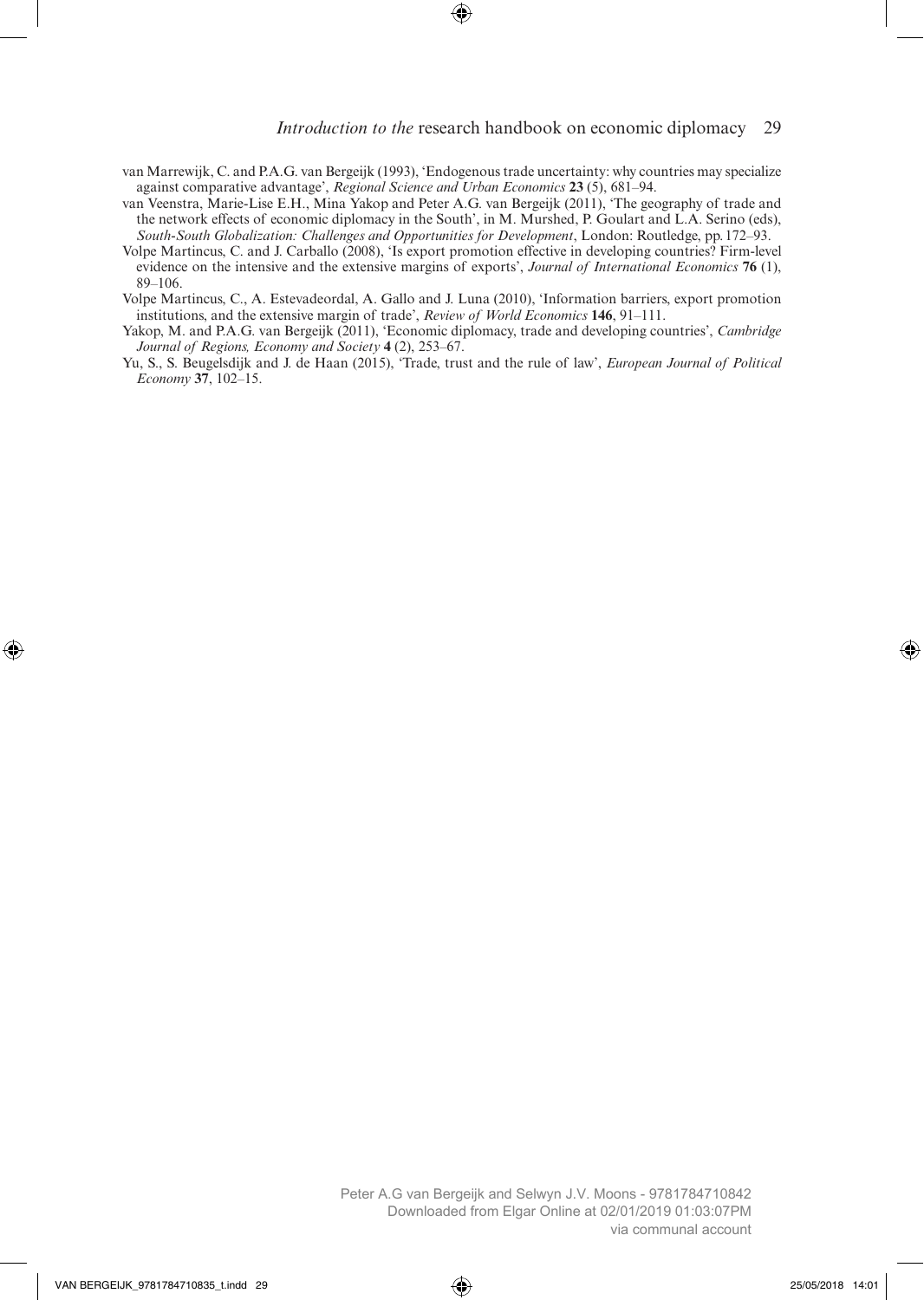van Marrewijk, C. and P.A.G. van Bergeijk (1993), 'Endogenous trade uncertainty: why countries may specialize against comparative advantage', *Regional Science and Urban Economics* **23** (5), 681–94.

van Veenstra, Marie-Lise E.H., Mina Yakop and Peter A.G. van Bergeijk (2011), 'The geography of trade and the network effects of economic diplomacy in the South', in M. Murshed, P. Goulart and L.A. Serino (eds), *South-South Globalization: Challenges and Opportunities for Development*, London: Routledge, pp. 172–93.

Volpe Martincus, C. and J. Carballo (2008), 'Is export promotion effective in developing countries? Firm-level evidence on the intensive and the extensive margins of exports', *Journal of International Economics* **76** (1), 89–106.

Volpe Martincus, C., A. Estevadeordal, A. Gallo and J. Luna (2010), 'Information barriers, export promotion institutions, and the extensive margin of trade', *Review of World Economics* **146**, 91–111.

Yakop, M. and P.A.G. van Bergeijk (2011), 'Economic diplomacy, trade and developing countries', *Cambridge Journal of Regions, Economy and Society* **4** (2), 253–67.

Yu, S., S. Beugelsdijk and J. de Haan (2015), 'Trade, trust and the rule of law', *European Journal of Political Economy* **37**, 102–15.